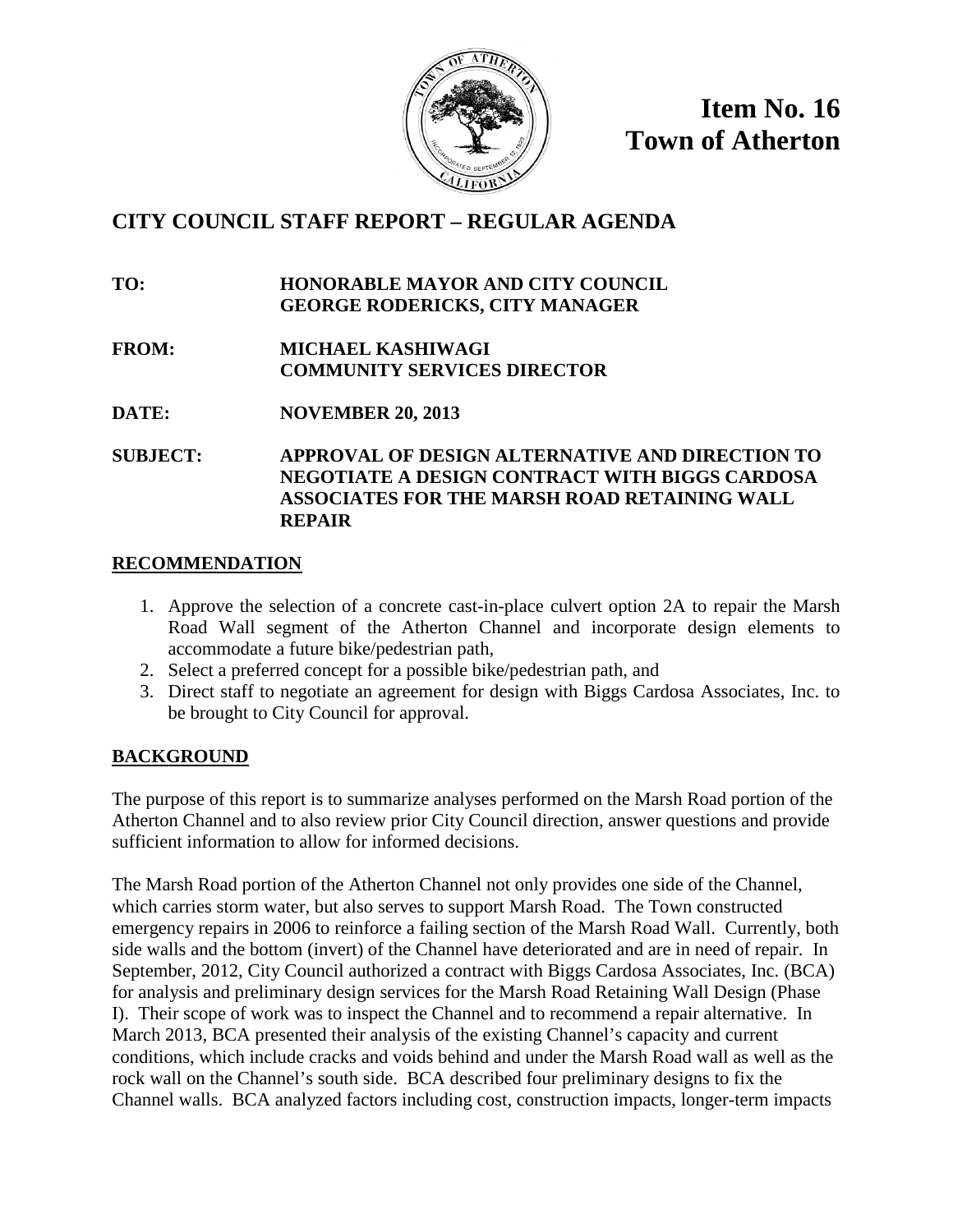# Item No. 16
# Town of Atherton

## CITY COUNCIL STAFF REPORT – REGULAR AGENDA

**TO:** **HONORABLE MAYOR AND CITY COUNCIL**
**GEORGE RODERICKS, CITY MANAGER**

**FROM:** **MICHAEL KASHIWAGI**
**COMMUNITY SERVICES DIRECTOR**

**DATE:** **NOVEMBER 20, 2013**

**SUBJECT:** **APPROVAL OF DESIGN ALTERNATIVE AND DIRECTION TO NEGOTIATE A DESIGN CONTRACT WITH BIGGS CARDOSA ASSOCIATES FOR THE MARSH ROAD RETAINING WALL REPAIR**

### RECOMMENDATION

1. Approve the selection of a concrete cast-in-place culvert option 2A to repair the Marsh Road Wall segment of the Atherton Channel and incorporate design elements to accommodate a future bike/pedestrian path,
2. Select a preferred concept for a possible bike/pedestrian path, and
3. Direct staff to negotiate an agreement for design with Biggs Cardosa Associates, Inc. to be brought to City Council for approval.

### BACKGROUND

The purpose of this report is to summarize analyses performed on the Marsh Road portion of the Atherton Channel and to also review prior City Council direction, answer questions and provide sufficient information to allow for informed decisions.

The Marsh Road portion of the Atherton Channel not only provides one side of the Channel, which carries storm water, but also serves to support Marsh Road. The Town constructed emergency repairs in 2006 to reinforce a failing section of the Marsh Road Wall. Currently, both side walls and the bottom (invert) of the Channel have deteriorated and are in need of repair. In September, 2012, City Council authorized a contract with Biggs Cardosa Associates, Inc. (BCA) for analysis and preliminary design services for the Marsh Road Retaining Wall Design (Phase I). Their scope of work was to inspect the Channel and to recommend a repair alternative. In March 2013, BCA presented their analysis of the existing Channel's capacity and current conditions, which include cracks and voids behind and under the Marsh Road wall as well as the rock wall on the Channel's south side. BCA described four preliminary designs to fix the Channel walls. BCA analyzed factors including cost, construction impacts, longer-term impacts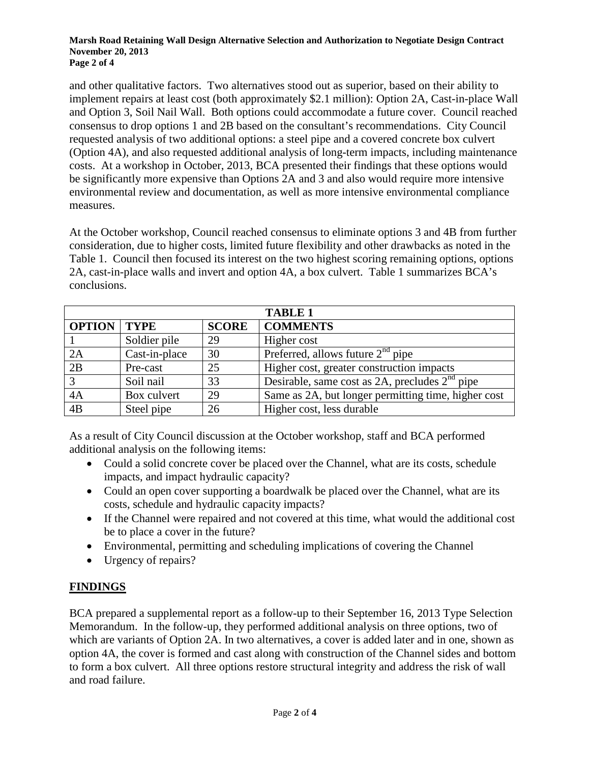and other qualitative factors. Two alternatives stood out as superior, based on their ability to implement repairs at least cost (both approximately $2.1 million): Option 2A, Cast-in-place Wall and Option 3, Soil Nail Wall. Both options could accommodate a future cover. Council reached consensus to drop options 1 and 2B based on the consultant's recommendations. City Council requested analysis of two additional options: a steel pipe and a covered concrete box culvert (Option 4A), and also requested additional analysis of long-term impacts, including maintenance costs. At a workshop in October, 2013, BCA presented their findings that these options would be significantly more expensive than Options 2A and 3 and also would require more intensive environmental review and documentation, as well as more intensive environmental compliance measures.

At the October workshop, Council reached consensus to eliminate options 3 and 4B from further consideration, due to higher costs, limited future flexibility and other drawbacks as noted in the Table 1. Council then focused its interest on the two highest scoring remaining options, options 2A, cast-in-place walls and invert and option 4A, a box culvert. Table 1 summarizes BCA's conclusions.

**TABLE 1**

| OPTION | TYPE | SCORE | COMMENTS |
|---|---|---|---|
| 1 | Soldier pile | 29 | Higher cost |
| 2A | Cast-in-place | 30 | Preferred, allows future 2nd pipe |
| 2B | Pre-cast | 25 | Higher cost, greater construction impacts |
| 3 | Soil nail | 33 | Desirable, same cost as 2A, precludes 2nd pipe |
| 4A | Box culvert | 29 | Same as 2A, but longer permitting time, higher cost |
| 4B | Steel pipe | 26 | Higher cost, less durable |

As a result of City Council discussion at the October workshop, staff and BCA performed additional analysis on the following items:

- Could a solid concrete cover be placed over the Channel, what are its costs, schedule impacts, and impact hydraulic capacity?
- Could an open cover supporting a boardwalk be placed over the Channel, what are its costs, schedule and hydraulic capacity impacts?
- If the Channel were repaired and not covered at this time, what would the additional cost be to place a cover in the future?
- Environmental, permitting and scheduling implications of covering the Channel
- Urgency of repairs?

## FINDINGS

BCA prepared a supplemental report as a follow-up to their September 16, 2013 Type Selection Memorandum. In the follow-up, they performed additional analysis on three options, two of which are variants of Option 2A. In two alternatives, a cover is added later and in one, shown as option 4A, the cover is formed and cast along with construction of the Channel sides and bottom to form a box culvert. All three options restore structural integrity and address the risk of wall and road failure.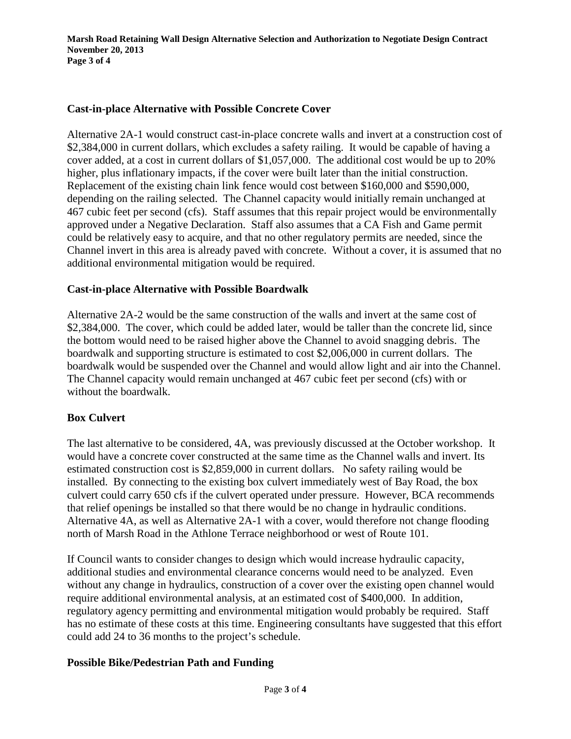## Cast-in-place Alternative with Possible Concrete Cover

Alternative 2A-1 would construct cast-in-place concrete walls and invert at a construction cost of $2,384,000 in current dollars, which excludes a safety railing. It would be capable of having a cover added, at a cost in current dollars of $1,057,000. The additional cost would be up to 20% higher, plus inflationary impacts, if the cover were built later than the initial construction. Replacement of the existing chain link fence would cost between $160,000 and $590,000, depending on the railing selected. The Channel capacity would initially remain unchanged at 467 cubic feet per second (cfs). Staff assumes that this repair project would be environmentally approved under a Negative Declaration. Staff also assumes that a CA Fish and Game permit could be relatively easy to acquire, and that no other regulatory permits are needed, since the Channel invert in this area is already paved with concrete. Without a cover, it is assumed that no additional environmental mitigation would be required.

## Cast-in-place Alternative with Possible Boardwalk

Alternative 2A-2 would be the same construction of the walls and invert at the same cost of $2,384,000. The cover, which could be added later, would be taller than the concrete lid, since the bottom would need to be raised higher above the Channel to avoid snagging debris. The boardwalk and supporting structure is estimated to cost $2,006,000 in current dollars. The boardwalk would be suspended over the Channel and would allow light and air into the Channel. The Channel capacity would remain unchanged at 467 cubic feet per second (cfs) with or without the boardwalk.

## Box Culvert

The last alternative to be considered, 4A, was previously discussed at the October workshop. It would have a concrete cover constructed at the same time as the Channel walls and invert. Its estimated construction cost is $2,859,000 in current dollars. No safety railing would be installed. By connecting to the existing box culvert immediately west of Bay Road, the box culvert could carry 650 cfs if the culvert operated under pressure. However, BCA recommends that relief openings be installed so that there would be no change in hydraulic conditions. Alternative 4A, as well as Alternative 2A-1 with a cover, would therefore not change flooding north of Marsh Road in the Athlone Terrace neighborhood or west of Route 101.

If Council wants to consider changes to design which would increase hydraulic capacity, additional studies and environmental clearance concerns would need to be analyzed. Even without any change in hydraulics, construction of a cover over the existing open channel would require additional environmental analysis, at an estimated cost of $400,000. In addition, regulatory agency permitting and environmental mitigation would probably be required. Staff has no estimate of these costs at this time. Engineering consultants have suggested that this effort could add 24 to 36 months to the project's schedule.

## Possible Bike/Pedestrian Path and Funding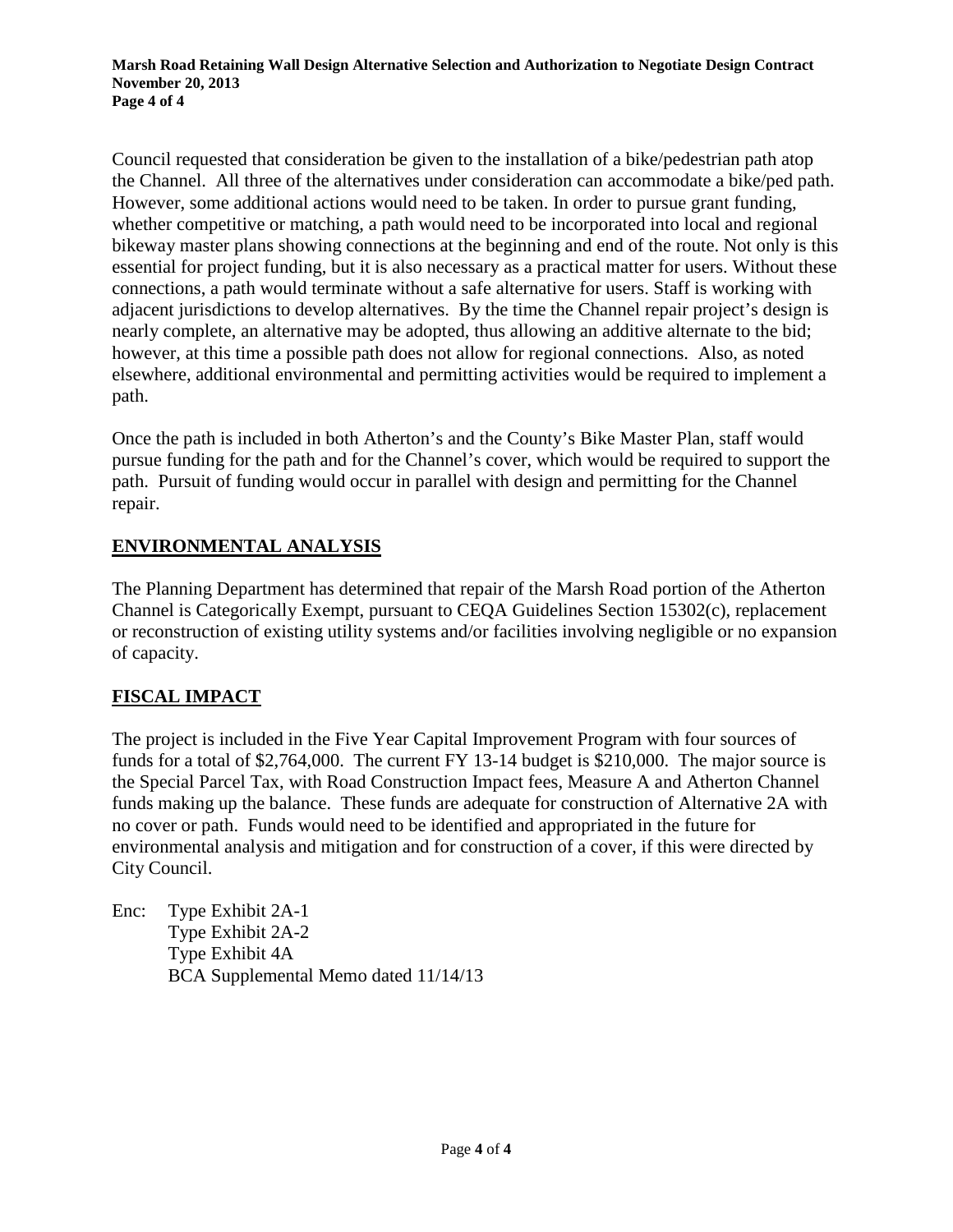Council requested that consideration be given to the installation of a bike/pedestrian path atop the Channel. All three of the alternatives under consideration can accommodate a bike/ped path. However, some additional actions would need to be taken. In order to pursue grant funding, whether competitive or matching, a path would need to be incorporated into local and regional bikeway master plans showing connections at the beginning and end of the route. Not only is this essential for project funding, but it is also necessary as a practical matter for users. Without these connections, a path would terminate without a safe alternative for users. Staff is working with adjacent jurisdictions to develop alternatives. By the time the Channel repair project's design is nearly complete, an alternative may be adopted, thus allowing an additive alternate to the bid; however, at this time a possible path does not allow for regional connections. Also, as noted elsewhere, additional environmental and permitting activities would be required to implement a path.

Once the path is included in both Atherton's and the County's Bike Master Plan, staff would pursue funding for the path and for the Channel's cover, which would be required to support the path. Pursuit of funding would occur in parallel with design and permitting for the Channel repair.

## ENVIRONMENTAL ANALYSIS

The Planning Department has determined that repair of the Marsh Road portion of the Atherton Channel is Categorically Exempt, pursuant to CEQA Guidelines Section 15302(c), replacement or reconstruction of existing utility systems and/or facilities involving negligible or no expansion of capacity.

## FISCAL IMPACT

The project is included in the Five Year Capital Improvement Program with four sources of funds for a total of $2,764,000. The current FY 13-14 budget is $210,000. The major source is the Special Parcel Tax, with Road Construction Impact fees, Measure A and Atherton Channel funds making up the balance. These funds are adequate for construction of Alternative 2A with no cover or path. Funds would need to be identified and appropriated in the future for environmental analysis and mitigation and for construction of a cover, if this were directed by City Council.

Enc: Type Exhibit 2A-1
Type Exhibit 2A-2
Type Exhibit 4A
BCA Supplemental Memo dated 11/14/13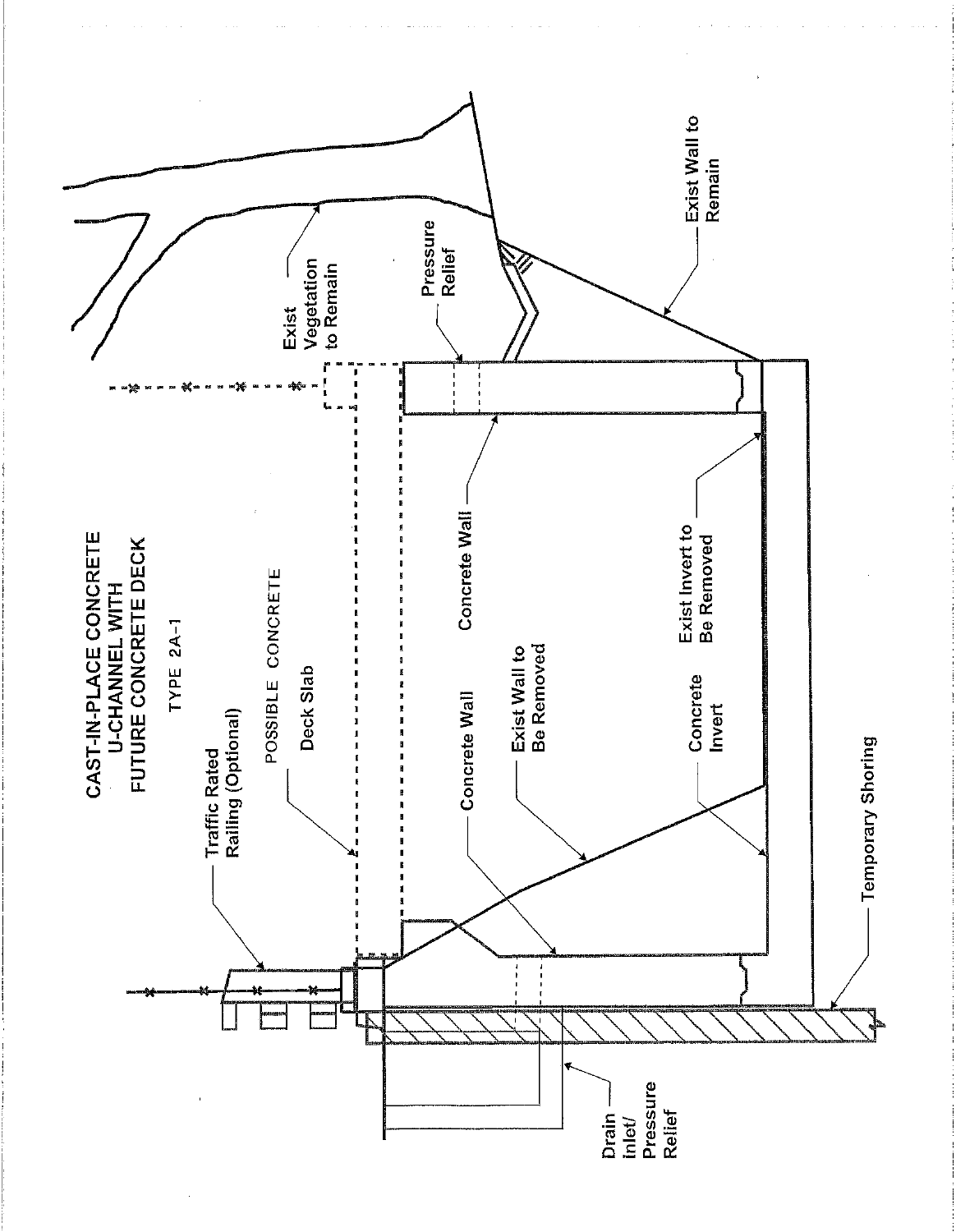# CAST-IN-PLACE CONCRETE U-CHANNEL WITH FUTURE CONCRETE DECK

TYPE 2A-1

Traffic Rated Railing (Optional)

POSSIBLE CONCRETE Deck Slab

Exist Vegetation to Remain

Pressure Relief

Exist Wall to Remain

Concrete Wall

Concrete Wall

Exist Wall to Be Removed

Exist Invert to Be Removed

Concrete Invert

Temporary Shoring

Drain Inlet/ Pressure Relief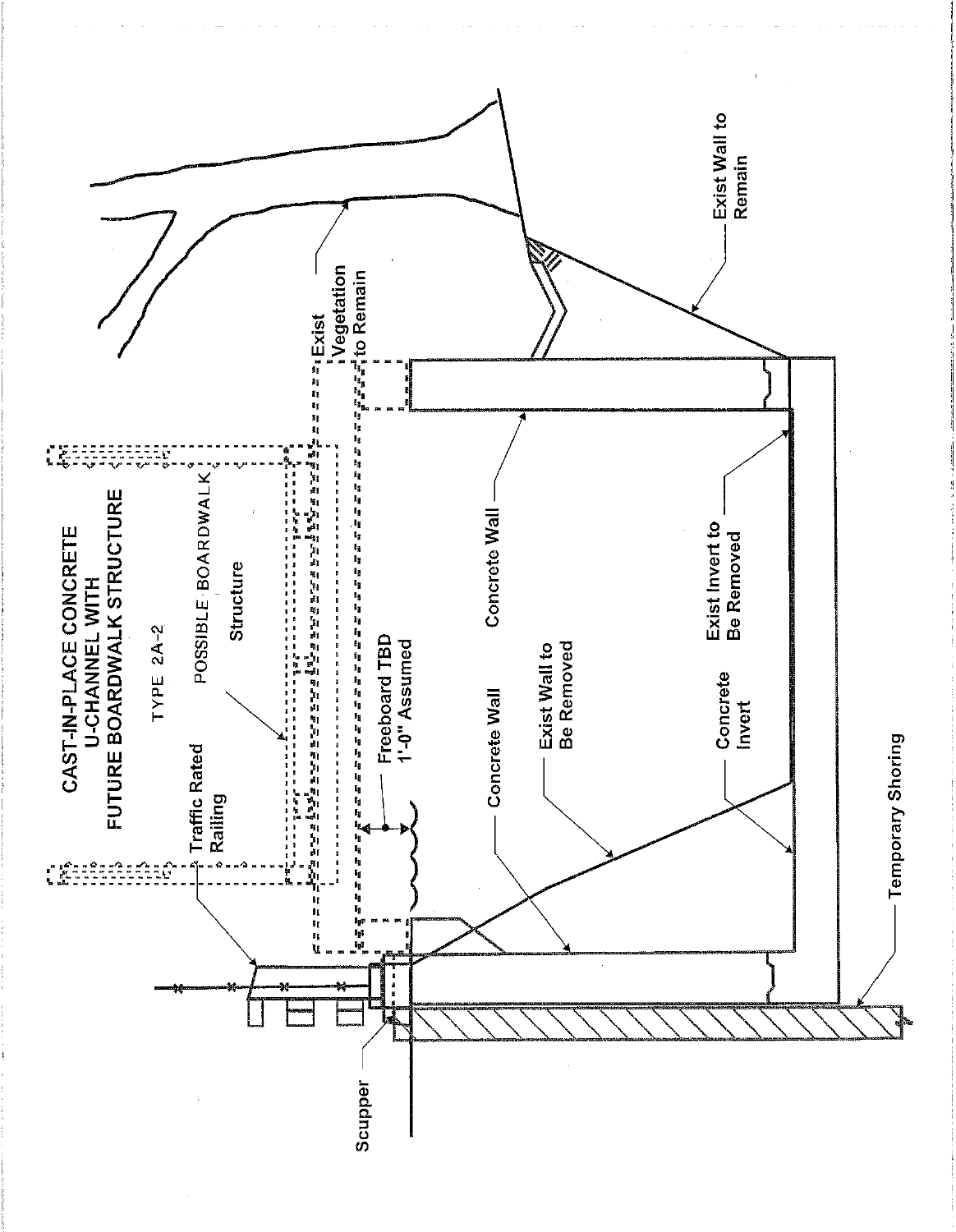# CAST-IN-PLACE CONCRETE U-CHANNEL WITH FUTURE BOARDWALK STRUCTURE

TYPE 2A-2

POSSIBLE BOARDWALK Structure

Traffic Rated Railing

Freeboard TBD 1'-0" Assumed

Exist Vegetation to Remain

Exist Wall to Remain

Concrete Wall

Concrete Wall

Exist Wall to Be Removed

Exist Invert to Be Removed

Concrete Invert

Temporary Shoring

Scupper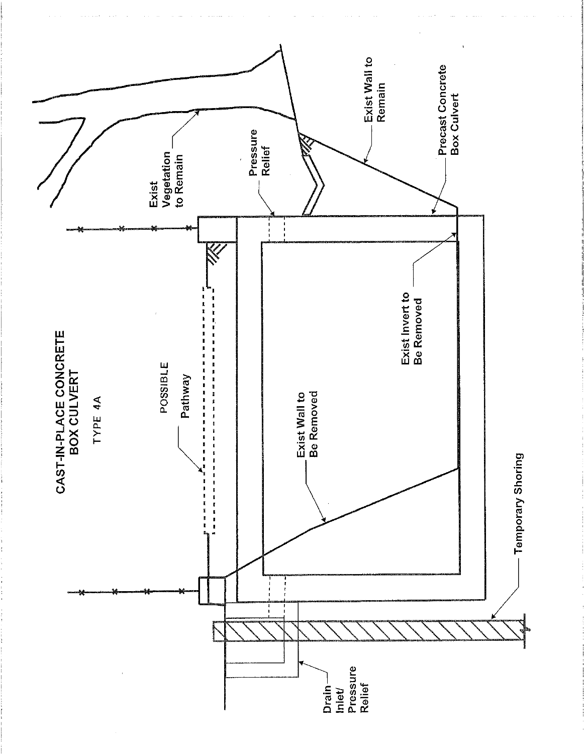# CAST-IN-PLACE CONCRETE BOX CULVERT

TYPE 4A

POSSIBLE

Pathway

Exist Vegetation to Remain

Pressure Relief

Exist Wall to Remain

Precast Concrete Box Culvert

Exist Invert to Be Removed

Exist Wall to Be Removed

Temporary Shoring

Drain Inlet/ Pressure Relief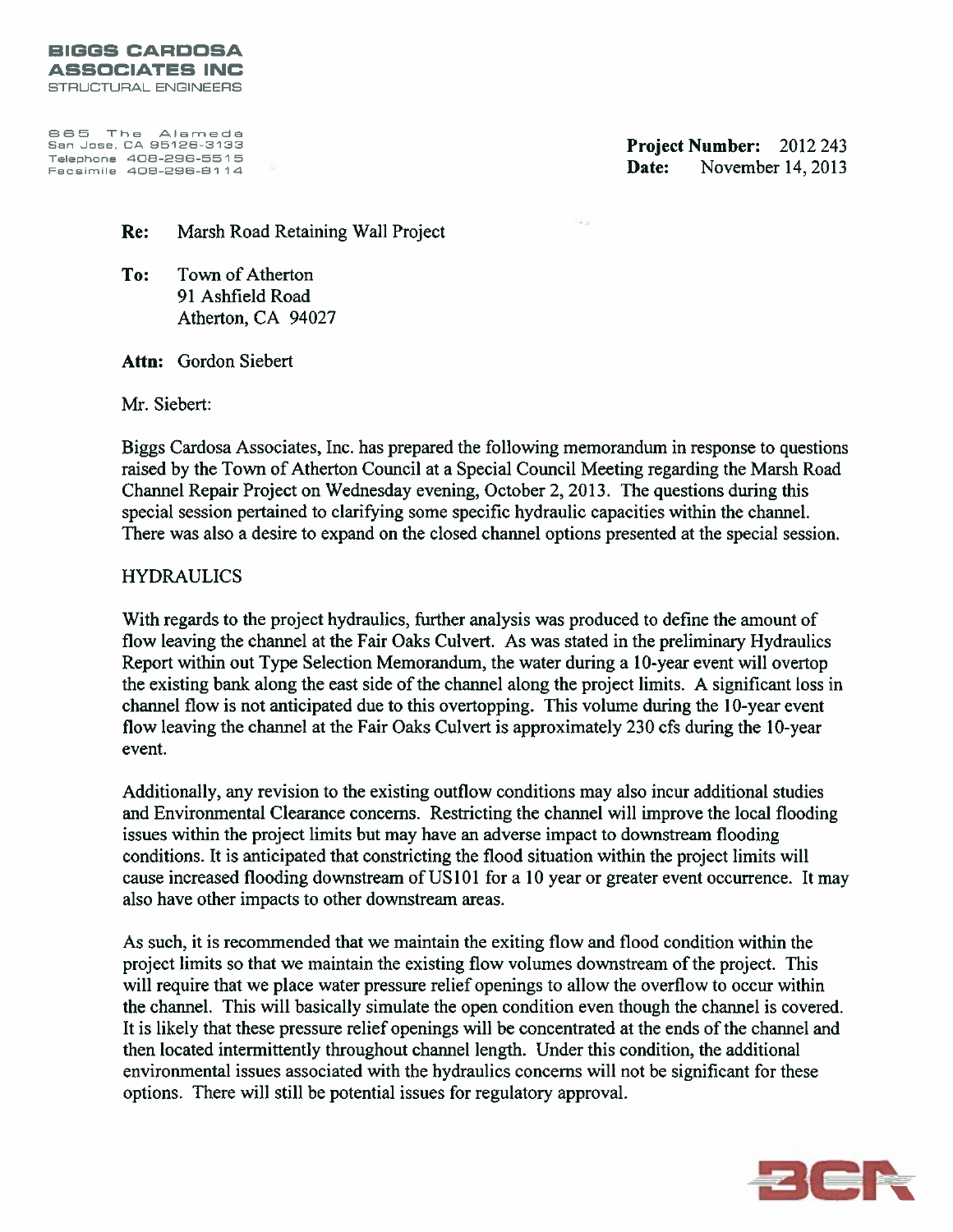**BIGGS CARDOSA ASSOCIATES INC**
STRUCTURAL ENGINEERS

865 The Alameda
San Jose, CA 95126-3133
Telephone 408-296-5515
Facsimile 408-296-8114

**Project Number:** 2012 243
**Date:** November 14, 2013

**Re:** Marsh Road Retaining Wall Project

**To:** Town of Atherton
91 Ashfield Road
Atherton, CA 94027

**Attn:** Gordon Siebert

Mr. Siebert:

Biggs Cardosa Associates, Inc. has prepared the following memorandum in response to questions raised by the Town of Atherton Council at a Special Council Meeting regarding the Marsh Road Channel Repair Project on Wednesday evening, October 2, 2013. The questions during this special session pertained to clarifying some specific hydraulic capacities within the channel. There was also a desire to expand on the closed channel options presented at the special session.

HYDRAULICS

With regards to the project hydraulics, further analysis was produced to define the amount of flow leaving the channel at the Fair Oaks Culvert. As was stated in the preliminary Hydraulics Report within out Type Selection Memorandum, the water during a 10-year event will overtop the existing bank along the east side of the channel along the project limits. A significant loss in channel flow is not anticipated due to this overtopping. This volume during the 10-year event flow leaving the channel at the Fair Oaks Culvert is approximately 230 cfs during the 10-year event.

Additionally, any revision to the existing outflow conditions may also incur additional studies and Environmental Clearance concerns. Restricting the channel will improve the local flooding issues within the project limits but may have an adverse impact to downstream flooding conditions. It is anticipated that constricting the flood situation within the project limits will cause increased flooding downstream of US101 for a 10 year or greater event occurrence. It may also have other impacts to other downstream areas.

As such, it is recommended that we maintain the exiting flow and flood condition within the project limits so that we maintain the existing flow volumes downstream of the project. This will require that we place water pressure relief openings to allow the overflow to occur within the channel. This will basically simulate the open condition even though the channel is covered. It is likely that these pressure relief openings will be concentrated at the ends of the channel and then located intermittently throughout channel length. Under this condition, the additional environmental issues associated with the hydraulics concerns will not be significant for these options. There will still be potential issues for regulatory approval.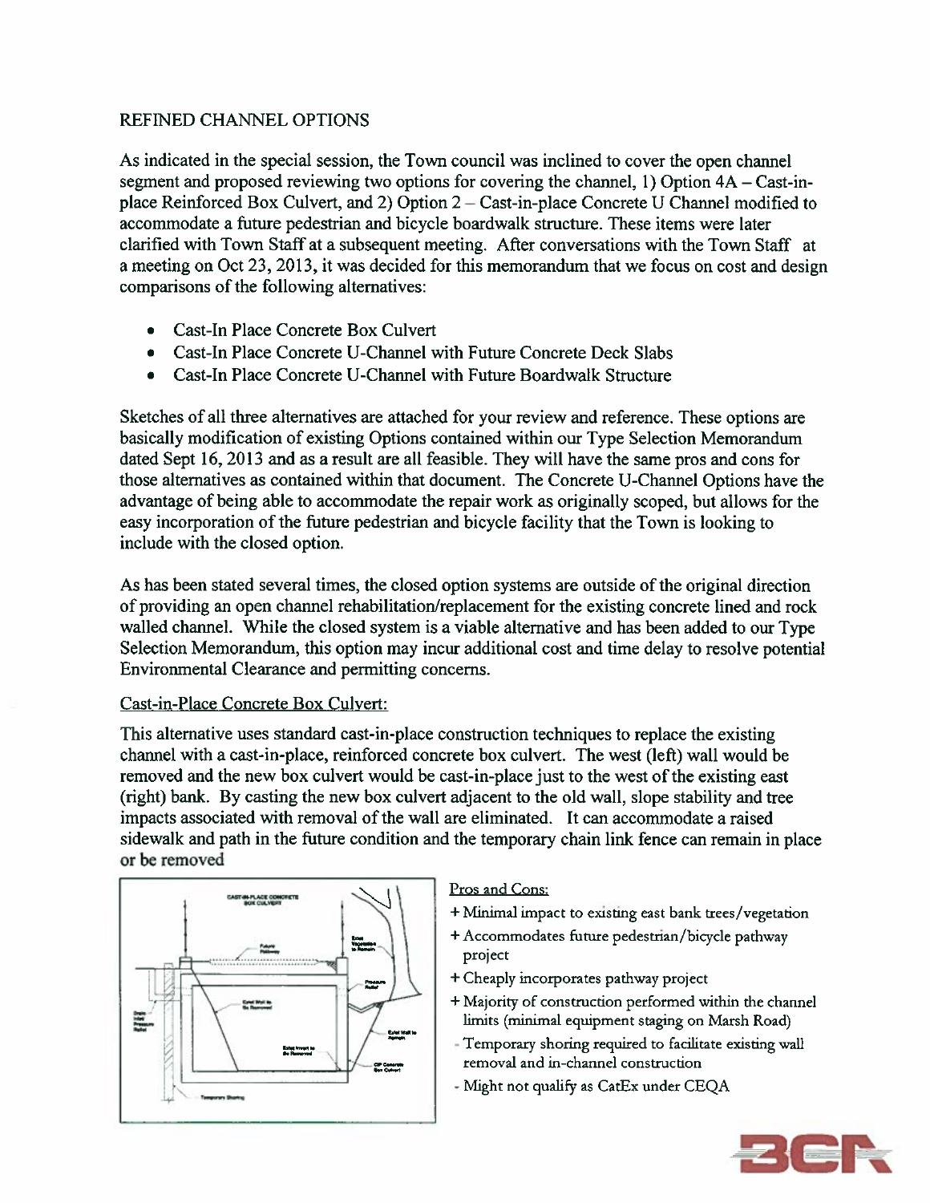REFINED CHANNEL OPTIONS

As indicated in the special session, the Town council was inclined to cover the open channel segment and proposed reviewing two options for covering the channel, 1) Option 4A – Cast-in-place Reinforced Box Culvert, and 2) Option 2 – Cast-in-place Concrete U Channel modified to accommodate a future pedestrian and bicycle boardwalk structure. These items were later clarified with Town Staff at a subsequent meeting. After conversations with the Town Staff at a meeting on Oct 23, 2013, it was decided for this memorandum that we focus on cost and design comparisons of the following alternatives:

- Cast-In Place Concrete Box Culvert
- Cast-In Place Concrete U-Channel with Future Concrete Deck Slabs
- Cast-In Place Concrete U-Channel with Future Boardwalk Structure

Sketches of all three alternatives are attached for your review and reference. These options are basically modification of existing Options contained within our Type Selection Memorandum dated Sept 16, 2013 and as a result are all feasible. They will have the same pros and cons for those alternatives as contained within that document. The Concrete U-Channel Options have the advantage of being able to accommodate the repair work as originally scoped, but allows for the easy incorporation of the future pedestrian and bicycle facility that the Town is looking to include with the closed option.

As has been stated several times, the closed option systems are outside of the original direction of providing an open channel rehabilitation/replacement for the existing concrete lined and rock walled channel. While the closed system is a viable alternative and has been added to our Type Selection Memorandum, this option may incur additional cost and time delay to resolve potential Environmental Clearance and permitting concerns.

Cast-in-Place Concrete Box Culvert:

This alternative uses standard cast-in-place construction techniques to replace the existing channel with a cast-in-place, reinforced concrete box culvert. The west (left) wall would be removed and the new box culvert would be cast-in-place just to the west of the existing east (right) bank. By casting the new box culvert adjacent to the old wall, slope stability and tree impacts associated with removal of the wall are eliminated. It can accommodate a raised sidewalk and path in the future condition and the temporary chain link fence can remain in place or be removed

Pros and Cons:

- \+ Minimal impact to existing east bank trees/vegetation
- \+ Accommodates future pedestrian/bicycle pathway project
- \+ Cheaply incorporates pathway project
- \+ Majority of construction performed within the channel limits (minimal equipment staging on Marsh Road)
- \- Temporary shoring required to facilitate existing wall removal and in-channel construction
- \- Might not qualify as CatEx under CEQA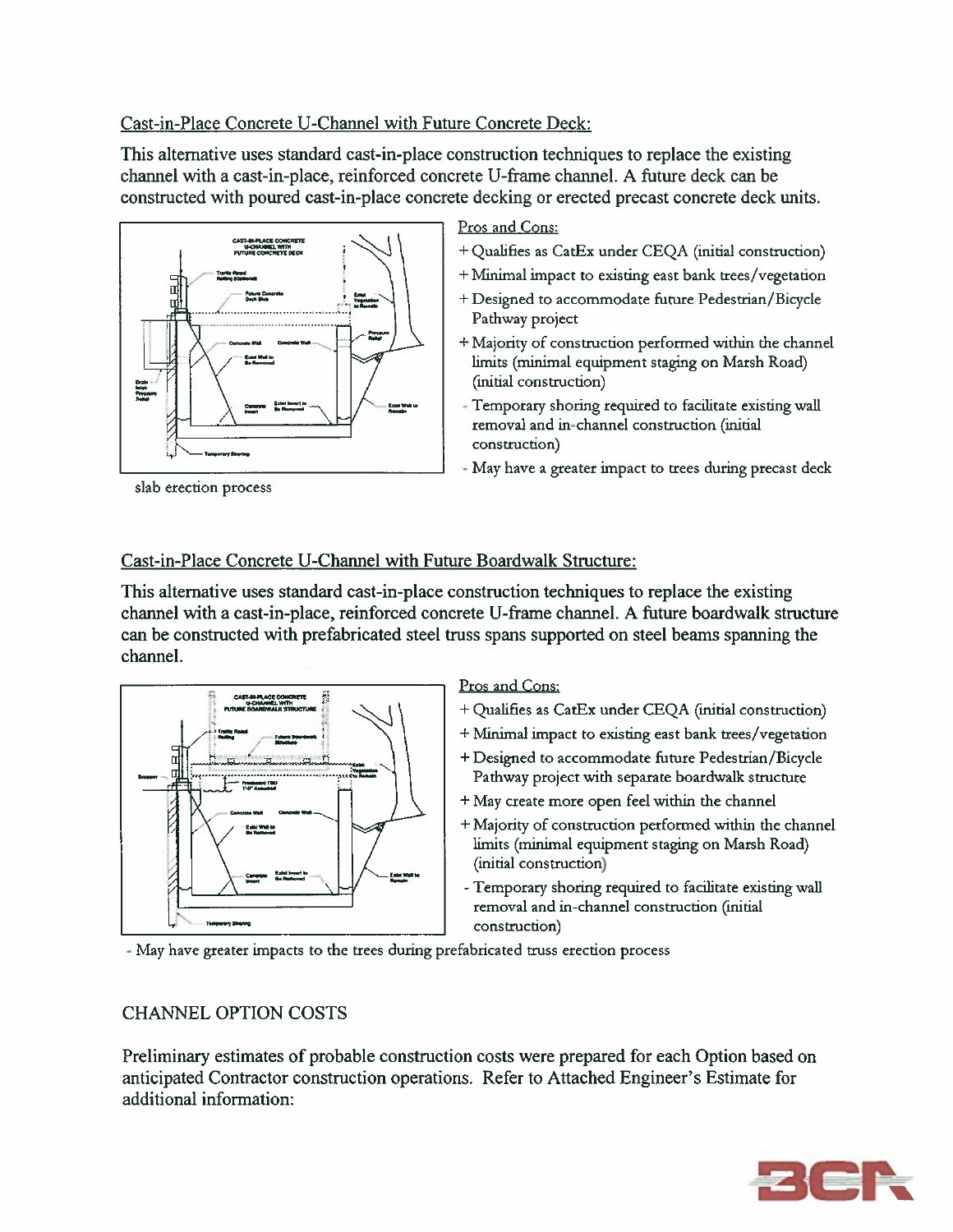Cast-in-Place Concrete U-Channel with Future Concrete Deck:

This alternative uses standard cast-in-place construction techniques to replace the existing channel with a cast-in-place, reinforced concrete U-frame channel. A future deck can be constructed with poured cast-in-place concrete decking or erected precast concrete deck units.

Pros and Cons:

+ Qualifies as CatEx under CEQA (initial construction)
+ Minimal impact to existing east bank trees/vegetation
+ Designed to accommodate future Pedestrian/Bicycle Pathway project
+ Majority of construction performed within the channel limits (minimal equipment staging on Marsh Road) (initial construction)
- Temporary shoring required to facilitate existing wall removal and in-channel construction (initial construction)
- May have a greater impact to trees during precast deck slab erection process

Cast-in-Place Concrete U-Channel with Future Boardwalk Structure:

This alternative uses standard cast-in-place construction techniques to replace the existing channel with a cast-in-place, reinforced concrete U-frame channel. A future boardwalk structure can be constructed with prefabricated steel truss spans supported on steel beams spanning the channel.

Pros and Cons:

+ Qualifies as CatEx under CEQA (initial construction)
+ Minimal impact to existing east bank trees/vegetation
+ Designed to accommodate future Pedestrian/Bicycle Pathway project with separate boardwalk structure
+ May create more open feel within the channel
+ Majority of construction performed within the channel limits (minimal equipment staging on Marsh Road) (initial construction)
- Temporary shoring required to facilitate existing wall removal and in-channel construction (initial construction)
- May have greater impacts to the trees during prefabricated truss erection process

CHANNEL OPTION COSTS

Preliminary estimates of probable construction costs were prepared for each Option based on anticipated Contractor construction operations. Refer to Attached Engineer's Estimate for additional information: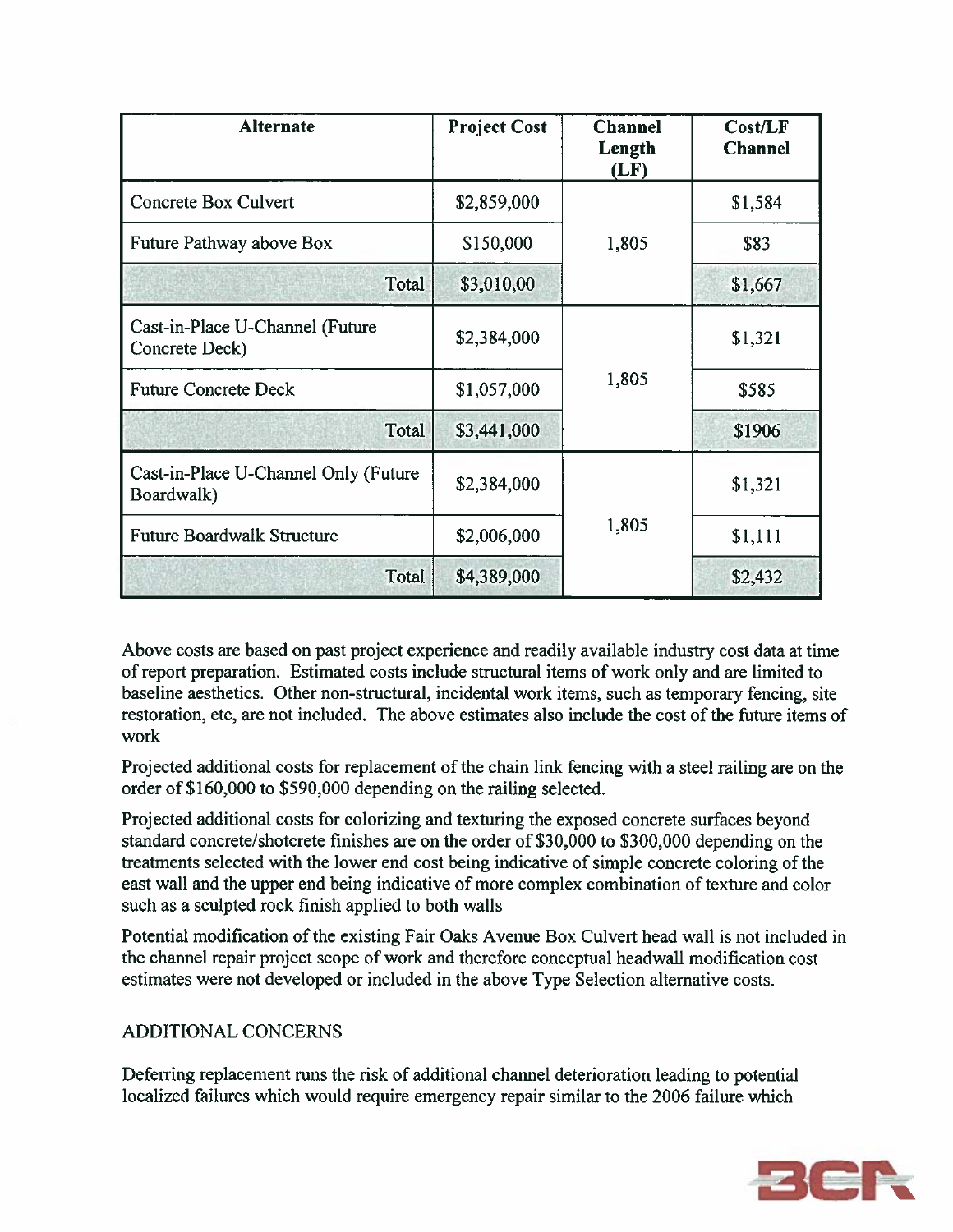| Alternate | Project Cost | Channel Length (LF) | Cost/LF Channel |
|---|---|---|---|
| Concrete Box Culvert | $2,859,000 | 1,805 | $1,584 |
| Future Pathway above Box | $150,000 | | $83 |
| Total | $3,010,00 | | $1,667 |
| Cast-in-Place U-Channel (Future Concrete Deck) | $2,384,000 | 1,805 | $1,321 |
| Future Concrete Deck | $1,057,000 | | $585 |
| Total | $3,441,000 | | $1906 |
| Cast-in-Place U-Channel Only (Future Boardwalk) | $2,384,000 | 1,805 | $1,321 |
| Future Boardwalk Structure | $2,006,000 | | $1,111 |
| Total | $4,389,000 | | $2,432 |

Above costs are based on past project experience and readily available industry cost data at time of report preparation. Estimated costs include structural items of work only and are limited to baseline aesthetics. Other non-structural, incidental work items, such as temporary fencing, site restoration, etc, are not included. The above estimates also include the cost of the future items of work

Projected additional costs for replacement of the chain link fencing with a steel railing are on the order of $160,000 to $590,000 depending on the railing selected.

Projected additional costs for colorizing and texturing the exposed concrete surfaces beyond standard concrete/shotcrete finishes are on the order of $30,000 to $300,000 depending on the treatments selected with the lower end cost being indicative of simple concrete coloring of the east wall and the upper end being indicative of more complex combination of texture and color such as a sculpted rock finish applied to both walls

Potential modification of the existing Fair Oaks Avenue Box Culvert head wall is not included in the channel repair project scope of work and therefore conceptual headwall modification cost estimates were not developed or included in the above Type Selection alternative costs.

ADDITIONAL CONCERNS

Deferring replacement runs the risk of additional channel deterioration leading to potential localized failures which would require emergency repair similar to the 2006 failure which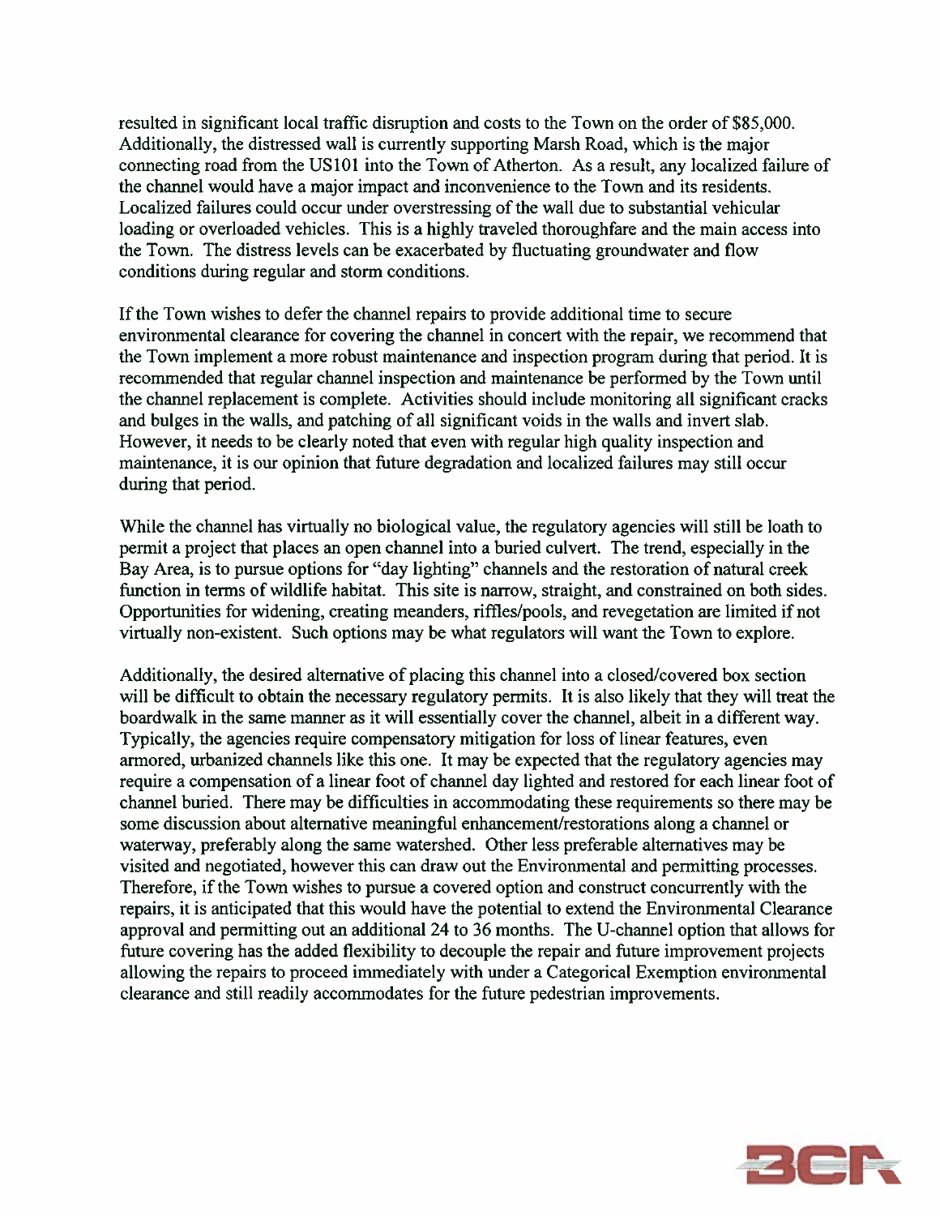resulted in significant local traffic disruption and costs to the Town on the order of $85,000. Additionally, the distressed wall is currently supporting Marsh Road, which is the major connecting road from the US101 into the Town of Atherton. As a result, any localized failure of the channel would have a major impact and inconvenience to the Town and its residents. Localized failures could occur under overstressing of the wall due to substantial vehicular loading or overloaded vehicles. This is a highly traveled thoroughfare and the main access into the Town. The distress levels can be exacerbated by fluctuating groundwater and flow conditions during regular and storm conditions.

If the Town wishes to defer the channel repairs to provide additional time to secure environmental clearance for covering the channel in concert with the repair, we recommend that the Town implement a more robust maintenance and inspection program during that period. It is recommended that regular channel inspection and maintenance be performed by the Town until the channel replacement is complete. Activities should include monitoring all significant cracks and bulges in the walls, and patching of all significant voids in the walls and invert slab. However, it needs to be clearly noted that even with regular high quality inspection and maintenance, it is our opinion that future degradation and localized failures may still occur during that period.

While the channel has virtually no biological value, the regulatory agencies will still be loath to permit a project that places an open channel into a buried culvert. The trend, especially in the Bay Area, is to pursue options for "day lighting" channels and the restoration of natural creek function in terms of wildlife habitat. This site is narrow, straight, and constrained on both sides. Opportunities for widening, creating meanders, riffles/pools, and revegetation are limited if not virtually non-existent. Such options may be what regulators will want the Town to explore.

Additionally, the desired alternative of placing this channel into a closed/covered box section will be difficult to obtain the necessary regulatory permits. It is also likely that they will treat the boardwalk in the same manner as it will essentially cover the channel, albeit in a different way. Typically, the agencies require compensatory mitigation for loss of linear features, even armored, urbanized channels like this one. It may be expected that the regulatory agencies may require a compensation of a linear foot of channel day lighted and restored for each linear foot of channel buried. There may be difficulties in accommodating these requirements so there may be some discussion about alternative meaningful enhancement/restorations along a channel or waterway, preferably along the same watershed. Other less preferable alternatives may be visited and negotiated, however this can draw out the Environmental and permitting processes. Therefore, if the Town wishes to pursue a covered option and construct concurrently with the repairs, it is anticipated that this would have the potential to extend the Environmental Clearance approval and permitting out an additional 24 to 36 months. The U-channel option that allows for future covering has the added flexibility to decouple the repair and future improvement projects allowing the repairs to proceed immediately with under a Categorical Exemption environmental clearance and still readily accommodates for the future pedestrian improvements.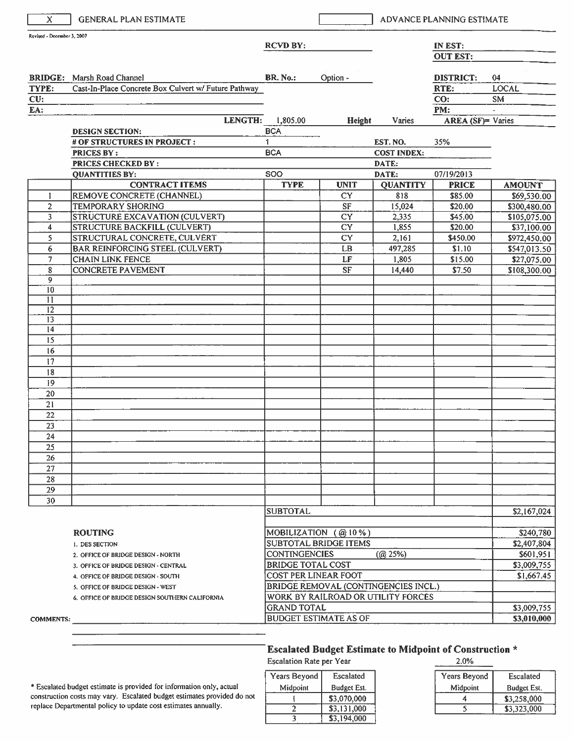| X | GENERAL PLAN ESTIMATE | | ADVANCE PLANNING ESTIMATE |
|---|---|---|---|

Revised - December 3, 2007

| | | | |
|---|---|---|---|
| | | **RCVD BY:** | **IN EST:** |
| | | | **OUT EST:** |
| **BRIDGE:** | Marsh Road Channel | **BR. No.:** Option - | **DISTRICT:** 04 |
| **TYPE:** | Cast-In-Place Concrete Box Culvert w/ Future Pathway | | **RTE:** LOCAL |
| **CU:** | | | **CO:** SM |
| **EA:** | | | **PM:** - |
| | **LENGTH:** 1,805.00 | **Height** Varies | **AREA (SF)=** Varies |

| | | | |
|---|---|---|---|
| **DESIGN SECTION:** | BCA | | |
| **# OF STRUCTURES IN PROJECT :** | 1 | **EST. NO.** | 35% |
| **PRICES BY :** | BCA | **COST INDEX:** | |
| **PRICES CHECKED BY :** | | **DATE:** | |
| **QUANTITIES BY:** | SOO | **DATE:** | 07/19/2013 |

| | CONTRACT ITEMS | TYPE | UNIT | QUANTITY | PRICE | AMOUNT |
|---|---|---|---|---|---|---|
| 1 | REMOVE CONCRETE (CHANNEL) | | CY | 818 | $85.00 | $69,530.00 |
| 2 | TEMPORARY SHORING | | SF | 15,024 | $20.00 | $300,480.00 |
| 3 | STRUCTURE EXCAVATION (CULVERT) | | CY | 2,335 | $45.00 | $105,075.00 |
| 4 | STRUCTURE BACKFILL (CULVERT) | | CY | 1,855 | $20.00 | $37,100.00 |
| 5 | STRUCTURAL CONCRETE, CULVERT | | CY | 2,161 | $450.00 | $972,450.00 |
| 6 | BAR REINFORCING STEEL (CULVERT) | | LB | 497,285 | $1.10 | $547,013.50 |
| 7 | CHAIN LINK FENCE | | LF | 1,805 | $15.00 | $27,075.00 |
| 8 | CONCRETE PAVEMENT | | SF | 14,440 | $7.50 | $108,300.00 |
| 9 | | | | | | |
| 10 | | | | | | |
| 11 | | | | | | |
| 12 | | | | | | |
| 13 | | | | | | |
| 14 | | | | | | |
| 15 | | | | | | |
| 16 | | | | | | |
| 17 | | | | | | |
| 18 | | | | | | |
| 19 | | | | | | |
| 20 | | | | | | |
| 21 | | | | | | |
| 22 | | | | | | |
| 23 | | | | | | |
| 24 | | | | | | |
| 25 | | | | | | |
| 26 | | | | | | |
| 27 | | | | | | |
| 28 | | | | | | |
| 29 | | | | | | |
| 30 | | | | | | |

| | |
|---|---|
| SUBTOTAL | $2,167,024 |
| MOBILIZATION (@ 10 %) | $240,780 |
| SUBTOTAL BRIDGE ITEMS | $2,407,804 |
| CONTINGENCIES (@ 25%) | $601,951 |
| BRIDGE TOTAL COST | $3,009,755 |
| COST PER LINEAR FOOT | $1,667.45 |
| BRIDGE REMOVAL (CONTINGENCIES INCL.) | |
| WORK BY RAILROAD OR UTILITY FORCES | |
| GRAND TOTAL | $3,009,755 |
| BUDGET ESTIMATE AS OF | **$3,010,000** |

**ROUTING**

1. DES SECTION
2. OFFICE OF BRIDGE DESIGN - NORTH
3. OFFICE OF BRIDGE DESIGN - CENTRAL
4. OFFICE OF BRIDGE DESIGN - SOUTH
5. OFFICE OF BRIDGE DESIGN - WEST
6. OFFICE OF BRIDGE DESIGN SOUTHERN CALIFORNIA

**COMMENTS:**

### Escalated Budget Estimate to Midpoint of Construction *

Escalation Rate per Year 2.0%

| Years Beyond Midpoint | Escalated Budget Est. |
|---|---|
| 1 | $3,070,000 |
| 2 | $3,131,000 |
| 3 | $3,194,000 |
| 4 | $3,258,000 |
| 5 | $3,323,000 |

* Escalated budget estimate is provided for information only, actual construction costs may vary. Escalated budget estimates provided do not replace Departmental policy to update cost estimates annually.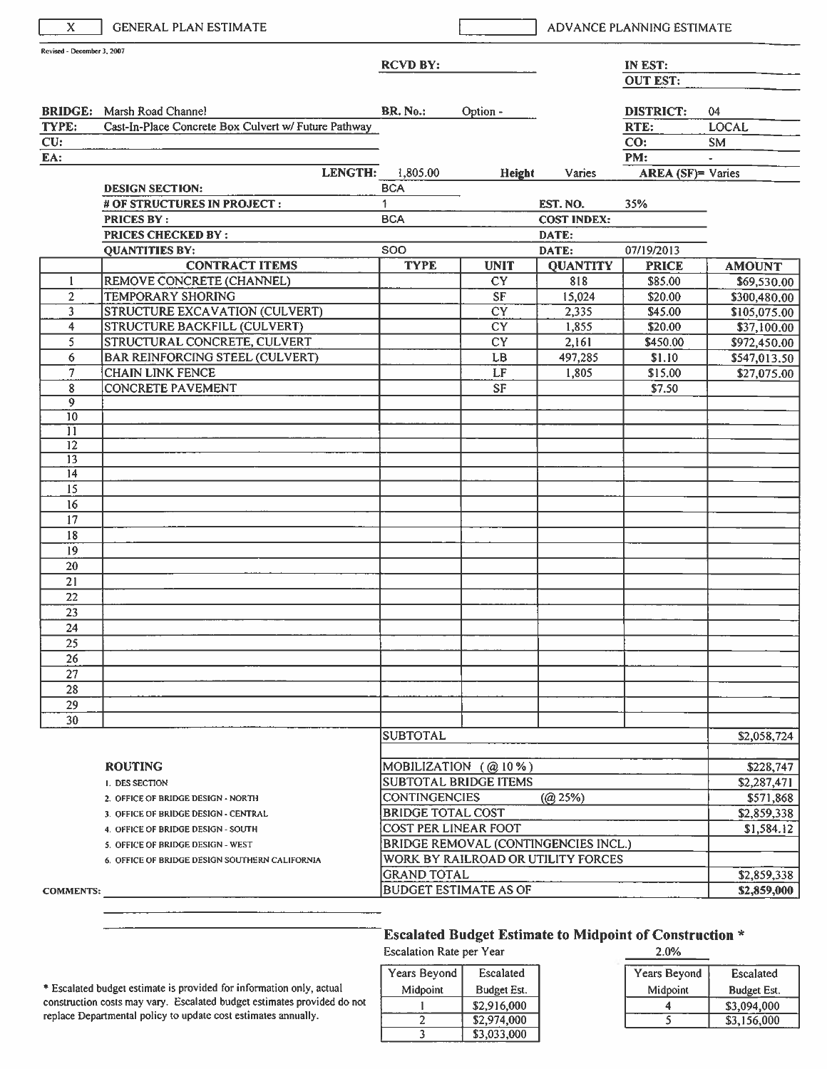| X | GENERAL PLAN ESTIMATE | | ADVANCE PLANNING ESTIMATE |
|---|---|---|---|

Revised - December 3, 2007

**RCVD BY:**

**IN EST:**
**OUT EST:**

| | | | | | |
|---|---|---|---|---|---|
| **BRIDGE:** | Marsh Road Channel | **BR. No.:** | Option - | **DISTRICT:** | 04 |
| **TYPE:** | Cast-In-Place Concrete Box Culvert w/ Future Pathway | | | **RTE:** | LOCAL |
| **CU:** | | | | **CO:** | SM |
| **EA:** | | | | **PM:** | - |
| **LENGTH:** | 1,805.00 | **Height** | Varies | **AREA (SF)=** | Varies |

| | | | |
|---|---|---|---|
| **DESIGN SECTION:** | BCA | | |
| **# OF STRUCTURES IN PROJECT :** | 1 | **EST. NO.** | 35% |
| **PRICES BY :** | BCA | **COST INDEX:** | |
| **PRICES CHECKED BY :** | | **DATE:** | |
| **QUANTITIES BY:** | SOO | **DATE:** | 07/19/2013 |

| | CONTRACT ITEMS | TYPE | UNIT | QUANTITY | PRICE | AMOUNT |
|---|---|---|---|---|---|---|
| 1 | REMOVE CONCRETE (CHANNEL) | | CY | 818 | $85.00 | $69,530.00 |
| 2 | TEMPORARY SHORING | | SF | 15,024 | $20.00 | $300,480.00 |
| 3 | STRUCTURE EXCAVATION (CULVERT) | | CY | 2,335 | $45.00 | $105,075.00 |
| 4 | STRUCTURE BACKFILL (CULVERT) | | CY | 1,855 | $20.00 | $37,100.00 |
| 5 | STRUCTURAL CONCRETE, CULVERT | | CY | 2,161 | $450.00 | $972,450.00 |
| 6 | BAR REINFORCING STEEL (CULVERT) | | LB | 497,285 | $1.10 | $547,013.50 |
| 7 | CHAIN LINK FENCE | | LF | 1,805 | $15.00 | $27,075.00 |
| 8 | CONCRETE PAVEMENT | | SF | | $7.50 | |
| 9 | | | | | | |
| 10 | | | | | | |
| 11 | | | | | | |
| 12 | | | | | | |
| 13 | | | | | | |
| 14 | | | | | | |
| 15 | | | | | | |
| 16 | | | | | | |
| 17 | | | | | | |
| 18 | | | | | | |
| 19 | | | | | | |
| 20 | | | | | | |
| 21 | | | | | | |
| 22 | | | | | | |
| 23 | | | | | | |
| 24 | | | | | | |
| 25 | | | | | | |
| 26 | | | | | | |
| 27 | | | | | | |
| 28 | | | | | | |
| 29 | | | | | | |
| 30 | | | | | | |

| | |
|---|---|
| SUBTOTAL | $2,058,724 |
| MOBILIZATION (@ 10 %) | $228,747 |
| SUBTOTAL BRIDGE ITEMS | $2,287,471 |
| CONTINGENCIES (@ 25%) | $571,868 |
| BRIDGE TOTAL COST | $2,859,338 |
| COST PER LINEAR FOOT | $1,584.12 |
| BRIDGE REMOVAL (CONTINGENCIES INCL.) | |
| WORK BY RAILROAD OR UTILITY FORCES | |
| GRAND TOTAL | $2,859,338 |
| BUDGET ESTIMATE AS OF | **$2,859,000** |

**ROUTING**

1. DES SECTION
2. OFFICE OF BRIDGE DESIGN - NORTH
3. OFFICE OF BRIDGE DESIGN - CENTRAL
4. OFFICE OF BRIDGE DESIGN - SOUTH
5. OFFICE OF BRIDGE DESIGN - WEST
6. OFFICE OF BRIDGE DESIGN SOUTHERN CALIFORNIA

**COMMENTS:**

### Escalated Budget Estimate to Midpoint of Construction *

Escalation Rate per Year: 2.0%

| Years Beyond Midpoint | Escalated Budget Est. |
|---|---|
| 1 | $2,916,000 |
| 2 | $2,974,000 |
| 3 | $3,033,000 |
| 4 | $3,094,000 |
| 5 | $3,156,000 |

* Escalated budget estimate is provided for information only, actual construction costs may vary. Escalated budget estimates provided do not replace Departmental policy to update cost estimates annually.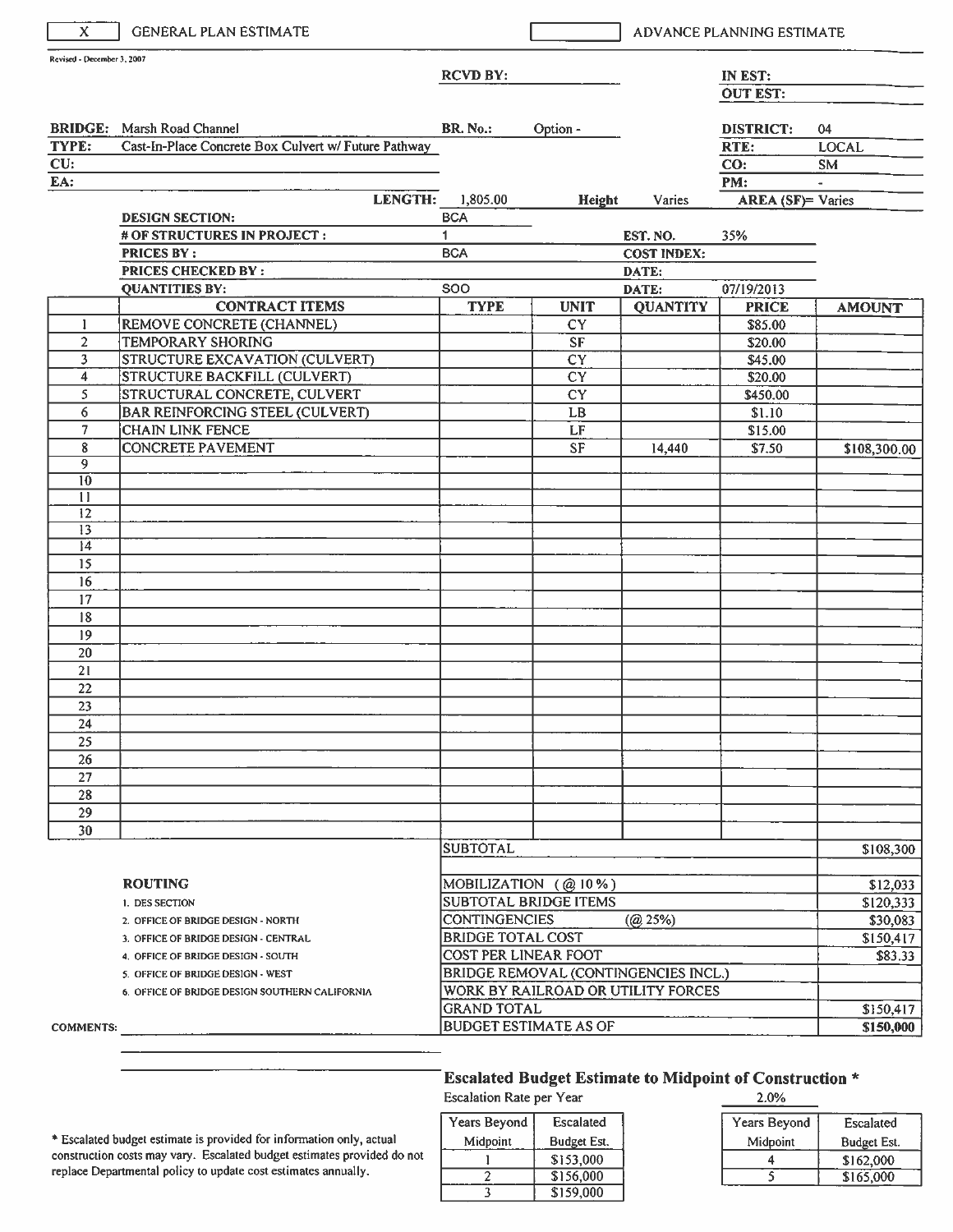| X | GENERAL PLAN ESTIMATE | | ADVANCE PLANNING ESTIMATE |
|---|---|---|---|

Revised - December 3, 2007

| | | | |
|---|---|---|---|
| | RCVD BY: | IN EST: | |
| | | OUT EST: | |
| **BRIDGE:** Marsh Road Channel | **BR. No.:** Option - | **DISTRICT:** | 04 |
| **TYPE:** Cast-In-Place Concrete Box Culvert w/ Future Pathway | | **RTE:** | LOCAL |
| **CU:** | | **CO:** | SM |
| **EA:** | | **PM:** | - |
| **LENGTH:** 1,805.00 | **Height** Varies | **AREA (SF)=** Varies | |

| | | | |
|---|---|---|---|
| **DESIGN SECTION:** | BCA | | |
| **# OF STRUCTURES IN PROJECT :** | 1 | **EST. NO.** | 35% |
| **PRICES BY :** | BCA | **COST INDEX:** | |
| **PRICES CHECKED BY :** | | **DATE:** | |
| **QUANTITIES BY:** | SOO | **DATE:** | 07/19/2013 |

| | CONTRACT ITEMS | TYPE | UNIT | QUANTITY | PRICE | AMOUNT |
|---|---|---|---|---|---|---|
| 1 | REMOVE CONCRETE (CHANNEL) | | CY | | $85.00 | |
| 2 | TEMPORARY SHORING | | SF | | $20.00 | |
| 3 | STRUCTURE EXCAVATION (CULVERT) | | CY | | $45.00 | |
| 4 | STRUCTURE BACKFILL (CULVERT) | | CY | | $20.00 | |
| 5 | STRUCTURAL CONCRETE, CULVERT | | CY | | $450.00 | |
| 6 | BAR REINFORCING STEEL (CULVERT) | | LB | | $1.10 | |
| 7 | CHAIN LINK FENCE | | LF | | $15.00 | |
| 8 | CONCRETE PAVEMENT | | SF | 14,440 | $7.50 | $108,300.00 |
| 9 | | | | | | |
| 10 | | | | | | |
| 11 | | | | | | |
| 12 | | | | | | |
| 13 | | | | | | |
| 14 | | | | | | |
| 15 | | | | | | |
| 16 | | | | | | |
| 17 | | | | | | |
| 18 | | | | | | |
| 19 | | | | | | |
| 20 | | | | | | |
| 21 | | | | | | |
| 22 | | | | | | |
| 23 | | | | | | |
| 24 | | | | | | |
| 25 | | | | | | |
| 26 | | | | | | |
| 27 | | | | | | |
| 28 | | | | | | |
| 29 | | | | | | |
| 30 | | | | | | |

| | |
|---|---|
| SUBTOTAL | $108,300 |
| MOBILIZATION (@ 10 %) | $12,033 |
| SUBTOTAL BRIDGE ITEMS | $120,333 |
| CONTINGENCIES (@ 25%) | $30,083 |
| BRIDGE TOTAL COST | $150,417 |
| COST PER LINEAR FOOT | $83.33 |
| BRIDGE REMOVAL (CONTINGENCIES INCL.) | |
| WORK BY RAILROAD OR UTILITY FORCES | |
| GRAND TOTAL | $150,417 |
| BUDGET ESTIMATE AS OF | **$150,000** |

**ROUTING**

1. DES SECTION
2. OFFICE OF BRIDGE DESIGN - NORTH
3. OFFICE OF BRIDGE DESIGN - CENTRAL
4. OFFICE OF BRIDGE DESIGN - SOUTH
5. OFFICE OF BRIDGE DESIGN - WEST
6. OFFICE OF BRIDGE DESIGN SOUTHERN CALIFORNIA

COMMENTS:

## Escalated Budget Estimate to Midpoint of Construction *

Escalation Rate per Year: 2.0%

| Years Beyond Midpoint | Escalated Budget Est. |
|---|---|
| 1 | $153,000 |
| 2 | $156,000 |
| 3 | $159,000 |
| 4 | $162,000 |
| 5 | $165,000 |

* Escalated budget estimate is provided for information only, actual construction costs may vary. Escalated budget estimates provided do not replace Departmental policy to update cost estimates annually.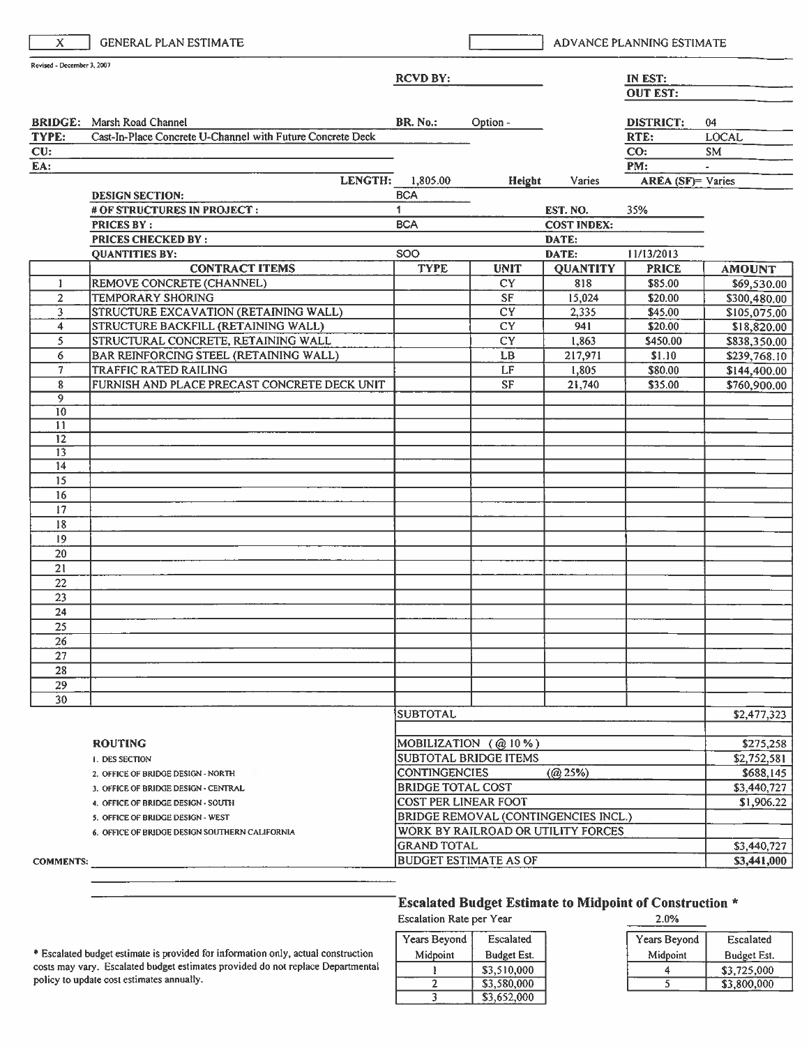| X | GENERAL PLAN ESTIMATE | | ADVANCE PLANNING ESTIMATE |
|---|---|---|---|

Revised - December 3, 2007

| | | | | | |
|---|---|---|---|---|---|
| | | RCVD BY: | | IN EST: | |
| | | | | OUT EST: | |
| BRIDGE: | Marsh Road Channel | BR. No.: | Option - | DISTRICT: | 04 |
| TYPE: | Cast-In-Place Concrete U-Channel with Future Concrete Deck | | | RTE: | LOCAL |
| CU: | | | | CO: | SM |
| EA: | | | | PM: | - |
| | LENGTH: | 1,805.00 | Height: Varies | AREA (SF)= | Varies |
| | DESIGN SECTION: | BCA | | | |
| | # OF STRUCTURES IN PROJECT : | 1 | EST. NO. | 35% | |
| | PRICES BY : | BCA | COST INDEX: | | |
| | PRICES CHECKED BY : | | DATE: | | |
| | QUANTITIES BY: | SOO | DATE: | 11/13/2013 | |

| | CONTRACT ITEMS | TYPE | UNIT | QUANTITY | PRICE | AMOUNT |
|---|---|---|---|---|---|---|
| 1 | REMOVE CONCRETE (CHANNEL) | | CY | 818 | $85.00 | $69,530.00 |
| 2 | TEMPORARY SHORING | | SF | 15,024 | $20.00 | $300,480.00 |
| 3 | STRUCTURE EXCAVATION (RETAINING WALL) | | CY | 2,335 | $45.00 | $105,075.00 |
| 4 | STRUCTURE BACKFILL (RETAINING WALL) | | CY | 941 | $20.00 | $18,820.00 |
| 5 | STRUCTURAL CONCRETE, RETAINING WALL | | CY | 1,863 | $450.00 | $838,350.00 |
| 6 | BAR REINFORCING STEEL (RETAINING WALL) | | LB | 217,971 | $1.10 | $239,768.10 |
| 7 | TRAFFIC RATED RAILING | | LF | 1,805 | $80.00 | $144,400.00 |
| 8 | FURNISH AND PLACE PRECAST CONCRETE DECK UNIT | | SF | 21,740 | $35.00 | $760,900.00 |
| 9 | | | | | | |
| 10 | | | | | | |
| 11 | | | | | | |
| 12 | | | | | | |
| 13 | | | | | | |
| 14 | | | | | | |
| 15 | | | | | | |
| 16 | | | | | | |
| 17 | | | | | | |
| 18 | | | | | | |
| 19 | | | | | | |
| 20 | | | | | | |
| 21 | | | | | | |
| 22 | | | | | | |
| 23 | | | | | | |
| 24 | | | | | | |
| 25 | | | | | | |
| 26 | | | | | | |
| 27 | | | | | | |
| 28 | | | | | | |
| 29 | | | | | | |
| 30 | | | | | | |

| | |
|---|---|
| SUBTOTAL | $2,477,323 |
| MOBILIZATION (@ 10 %) | $275,258 |
| SUBTOTAL BRIDGE ITEMS | $2,752,581 |
| CONTINGENCIES (@ 25%) | $688,145 |
| BRIDGE TOTAL COST | $3,440,727 |
| COST PER LINEAR FOOT | $1,906.22 |
| BRIDGE REMOVAL (CONTINGENCIES INCL.) | |
| WORK BY RAILROAD OR UTILITY FORCES | |
| GRAND TOTAL | $3,440,727 |
| BUDGET ESTIMATE AS OF | $3,441,000 |

**ROUTING**

1. DES SECTION
2. OFFICE OF BRIDGE DESIGN - NORTH
3. OFFICE OF BRIDGE DESIGN - CENTRAL
4. OFFICE OF BRIDGE DESIGN - SOUTH
5. OFFICE OF BRIDGE DESIGN - WEST
6. OFFICE OF BRIDGE DESIGN SOUTHERN CALIFORNIA

COMMENTS:

**Escalated Budget Estimate to Midpoint of Construction \***

Escalation Rate per Year: 2.0%

| Years Beyond Midpoint | Escalated Budget Est. |
|---|---|
| 1 | $3,510,000 |
| 2 | $3,580,000 |
| 3 | $3,652,000 |
| 4 | $3,725,000 |
| 5 | $3,800,000 |

\* Escalated budget estimate is provided for information only, actual construction costs may vary. Escalated budget estimates provided do not replace Departmental policy to update cost estimates annually.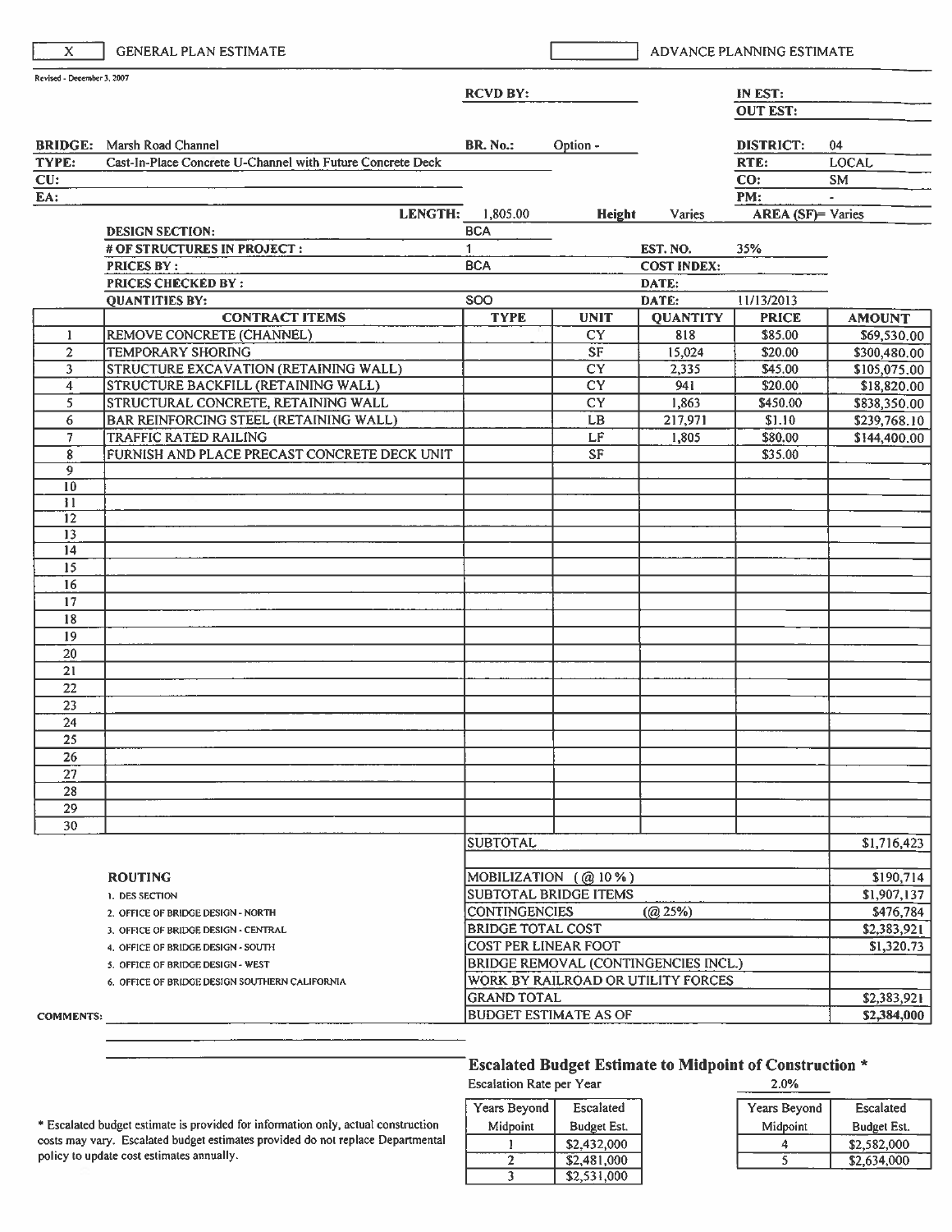| X | GENERAL PLAN ESTIMATE | | ADVANCE PLANNING ESTIMATE |
|---|---|---|---|

Revised - December 3, 2007

| | | | | | |
|---|---|---|---|---|---|
| | | **RCVD BY:** | | **IN EST:** | |
| | | | | **OUT EST:** | |
| **BRIDGE:** | Marsh Road Channel | **BR. No.:** | Option - | **DISTRICT:** | 04 |
| **TYPE:** | Cast-In-Place Concrete U-Channel with Future Concrete Deck | | | **RTE:** | LOCAL |
| **CU:** | | | | **CO:** | SM |
| **EA:** | | | | **PM:** | - |
| | **LENGTH:** | 1,805.00 | **Height** Varies | **AREA (SF)=** Varies | |
| | **DESIGN SECTION:** | BCA | | | |
| | **# OF STRUCTURES IN PROJECT :** | 1 | **EST. NO.** | 35% | |
| | **PRICES BY :** | BCA | **COST INDEX:** | | |
| | **PRICES CHECKED BY :** | | **DATE:** | | |
| | **QUANTITIES BY:** | SOO | **DATE:** | 11/13/2013 | |

| | CONTRACT ITEMS | TYPE | UNIT | QUANTITY | PRICE | AMOUNT |
|---|---|---|---|---|---|---|
| 1 | REMOVE CONCRETE (CHANNEL) | | CY | 818 | $85.00 | $69,530.00 |
| 2 | TEMPORARY SHORING | | SF | 15,024 | $20.00 | $300,480.00 |
| 3 | STRUCTURE EXCAVATION (RETAINING WALL) | | CY | 2,335 | $45.00 | $105,075.00 |
| 4 | STRUCTURE BACKFILL (RETAINING WALL) | | CY | 941 | $20.00 | $18,820.00 |
| 5 | STRUCTURAL CONCRETE, RETAINING WALL | | CY | 1,863 | $450.00 | $838,350.00 |
| 6 | BAR REINFORCING STEEL (RETAINING WALL) | | LB | 217,971 | $1.10 | $239,768.10 |
| 7 | TRAFFIC RATED RAILING | | LF | 1,805 | $80.00 | $144,400.00 |
| 8 | FURNISH AND PLACE PRECAST CONCRETE DECK UNIT | | SF | | $35.00 | |
| 9 | | | | | | |
| 10 | | | | | | |
| 11 | | | | | | |
| 12 | | | | | | |
| 13 | | | | | | |
| 14 | | | | | | |
| 15 | | | | | | |
| 16 | | | | | | |
| 17 | | | | | | |
| 18 | | | | | | |
| 19 | | | | | | |
| 20 | | | | | | |
| 21 | | | | | | |
| 22 | | | | | | |
| 23 | | | | | | |
| 24 | | | | | | |
| 25 | | | | | | |
| 26 | | | | | | |
| 27 | | | | | | |
| 28 | | | | | | |
| 29 | | | | | | |
| 30 | | | | | | |

| | |
|---|---|
| SUBTOTAL | $1,716,423 |
| MOBILIZATION (@ 10 %) | $190,714 |
| SUBTOTAL BRIDGE ITEMS | $1,907,137 |
| CONTINGENCIES (@ 25%) | $476,784 |
| BRIDGE TOTAL COST | $2,383,921 |
| COST PER LINEAR FOOT | $1,320.73 |
| BRIDGE REMOVAL (CONTINGENCIES INCL.) | |
| WORK BY RAILROAD OR UTILITY FORCES | |
| GRAND TOTAL | $2,383,921 |
| BUDGET ESTIMATE AS OF | **$2,384,000** |

**ROUTING**

1. DES SECTION
2. OFFICE OF BRIDGE DESIGN - NORTH
3. OFFICE OF BRIDGE DESIGN - CENTRAL
4. OFFICE OF BRIDGE DESIGN - SOUTH
5. OFFICE OF BRIDGE DESIGN - WEST
6. OFFICE OF BRIDGE DESIGN SOUTHERN CALIFORNIA

**COMMENTS:**

### Escalated Budget Estimate to Midpoint of Construction *

Escalation Rate per Year: 2.0%

| Years Beyond Midpoint | Escalated Budget Est. |
|---|---|
| 1 | $2,432,000 |
| 2 | $2,481,000 |
| 3 | $2,531,000 |
| 4 | $2,582,000 |
| 5 | $2,634,000 |

* Escalated budget estimate is provided for information only, actual construction costs may vary. Escalated budget estimates provided do not replace Departmental policy to update cost estimates annually.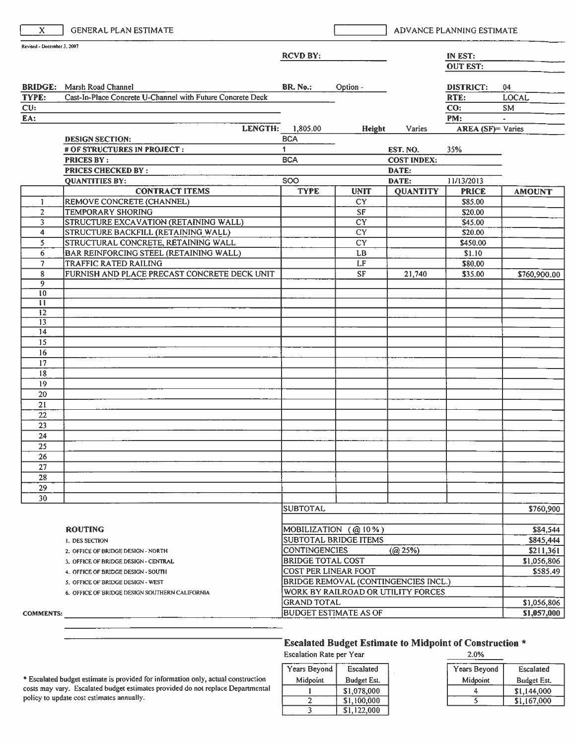| X | GENERAL PLAN ESTIMATE | | ADVANCE PLANNING ESTIMATE |
|---|---|---|---|

Revised - December 3, 2007

| | | | |
|---|---|---|---|
| | RCVD BY: | IN EST: | |
| | | OUT EST: | |
| BRIDGE: Marsh Road Channel | BR. No.: Option - | DISTRICT: | 04 |
| TYPE: Cast-In-Place Concrete U-Channel with Future Concrete Deck | | RTE: | LOCAL |
| CU: | | CO: | SM |
| EA: | | PM: | - |
| LENGTH: | 1,805.00 | Height: Varies | AREA (SF)= Varies |

| | | | |
|---|---|---|---|
| DESIGN SECTION: | BCA | | |
| # OF STRUCTURES IN PROJECT : | 1 | EST. NO. | 35% |
| PRICES BY : | BCA | COST INDEX: | |
| PRICES CHECKED BY : | | DATE: | |
| QUANTITIES BY: | SOO | DATE: | 11/13/2013 |

| | CONTRACT ITEMS | TYPE | UNIT | QUANTITY | PRICE | AMOUNT |
|---|---|---|---|---|---|---|
| 1 | REMOVE CONCRETE (CHANNEL) | | CY | | $85.00 | |
| 2 | TEMPORARY SHORING | | SF | | $20.00 | |
| 3 | STRUCTURE EXCAVATION (RETAINING WALL) | | CY | | $45.00 | |
| 4 | STRUCTURE BACKFILL (RETAINING WALL) | | CY | | $20.00 | |
| 5 | STRUCTURAL CONCRETE, RETAINING WALL | | CY | | $450.00 | |
| 6 | BAR REINFORCING STEEL (RETAINING WALL) | | LB | | $1.10 | |
| 7 | TRAFFIC RATED RAILING | | LF | | $80.00 | |
| 8 | FURNISH AND PLACE PRECAST CONCRETE DECK UNIT | | SF | 21,740 | $35.00 | $760,900.00 |
| 9 | | | | | | |
| 10 | | | | | | |
| 11 | | | | | | |
| 12 | | | | | | |
| 13 | | | | | | |
| 14 | | | | | | |
| 15 | | | | | | |
| 16 | | | | | | |
| 17 | | | | | | |
| 18 | | | | | | |
| 19 | | | | | | |
| 20 | | | | | | |
| 21 | | | | | | |
| 22 | | | | | | |
| 23 | | | | | | |
| 24 | | | | | | |
| 25 | | | | | | |
| 26 | | | | | | |
| 27 | | | | | | |
| 28 | | | | | | |
| 29 | | | | | | |
| 30 | | | | | | |

| | |
|---|---|
| SUBTOTAL | $760,900 |
| MOBILIZATION (@ 10 %) | $84,544 |
| SUBTOTAL BRIDGE ITEMS | $845,444 |
| CONTINGENCIES (@ 25%) | $211,361 |
| BRIDGE TOTAL COST | $1,056,806 |
| COST PER LINEAR FOOT | $585.49 |
| BRIDGE REMOVAL (CONTINGENCIES INCL.) | |
| WORK BY RAILROAD OR UTILITY FORCES | |
| GRAND TOTAL | $1,056,806 |
| BUDGET ESTIMATE AS OF | $1,057,000 |

**ROUTING**

1. DES SECTION
2. OFFICE OF BRIDGE DESIGN - NORTH
3. OFFICE OF BRIDGE DESIGN - CENTRAL
4. OFFICE OF BRIDGE DESIGN - SOUTH
5. OFFICE OF BRIDGE DESIGN - WEST
6. OFFICE OF BRIDGE DESIGN SOUTHERN CALIFORNIA

**COMMENTS:**

**Escalated Budget Estimate to Midpoint of Construction \***

Escalation Rate per Year: 2.0%

| Years Beyond Midpoint | Escalated Budget Est. |
|---|---|
| 1 | $1,078,000 |
| 2 | $1,100,000 |
| 3 | $1,122,000 |
| 4 | $1,144,000 |
| 5 | $1,167,000 |

\* Escalated budget estimate is provided for information only, actual construction costs may vary. Escalated budget estimates provided do not replace Departmental policy to update cost estimates annually.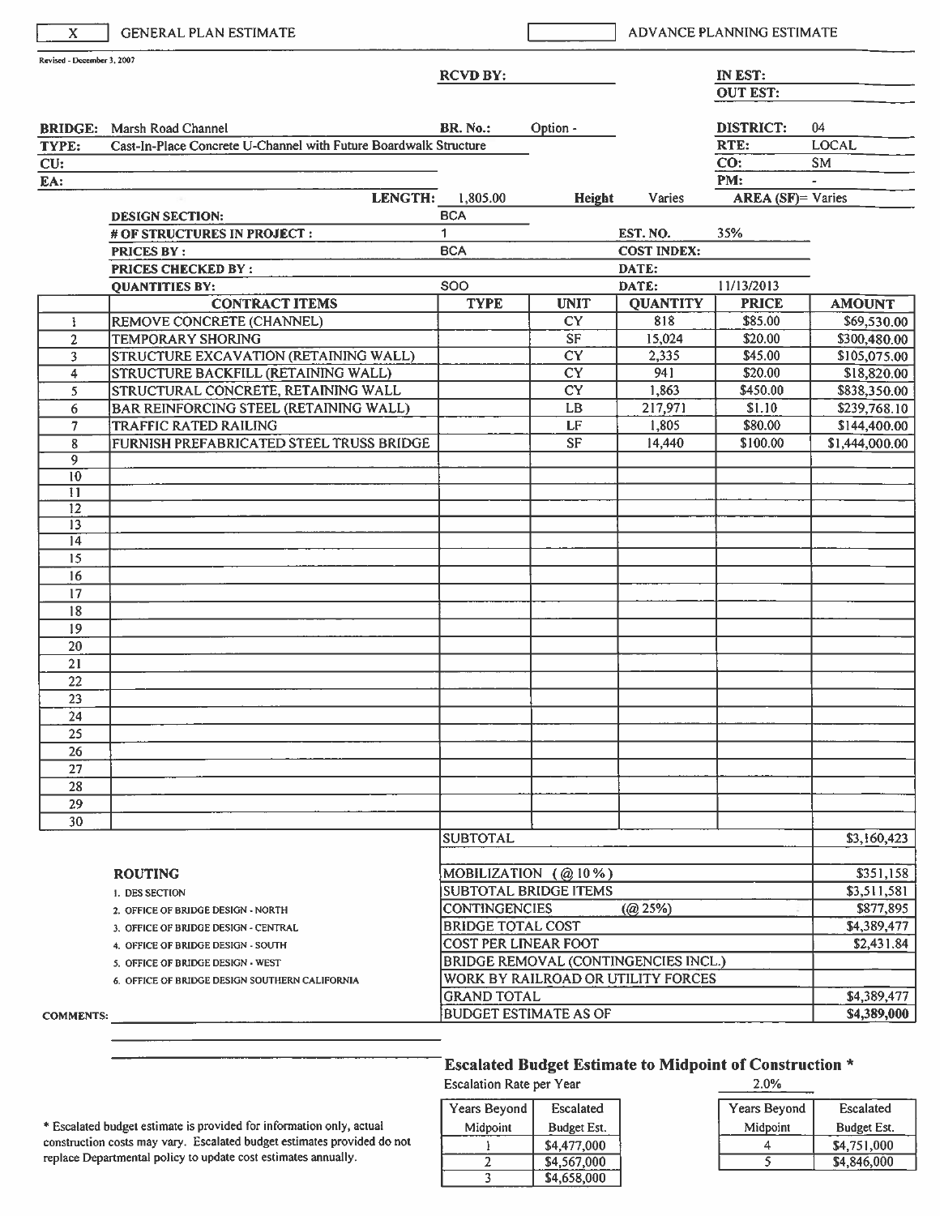| X | GENERAL PLAN ESTIMATE | | ADVANCE PLANNING ESTIMATE |
|---|---|---|---|

Revised - December 3, 2007

**RCVD BY:**

**IN EST:**

**OUT EST:**

| | | | | | |
|---|---|---|---|---|---|
| **BRIDGE:** | Marsh Road Channel | **BR. No.:** | Option - | **DISTRICT:** | 04 |
| **TYPE:** | Cast-In-Place Concrete U-Channel with Future Boardwalk Structure | | | **RTE:** | LOCAL |
| **CU:** | | | | **CO:** | SM |
| **EA:** | | | | **PM:** | - |
| | **LENGTH:** | 1,805.00 | **Height** Varies | **AREA (SF)=** Varies | |
| | **DESIGN SECTION:** | BCA | | | |
| | **# OF STRUCTURES IN PROJECT :** | 1 | **EST. NO.** | 35% | |
| | **PRICES BY :** | BCA | **COST INDEX:** | | |
| | **PRICES CHECKED BY :** | | **DATE:** | | |
| | **QUANTITIES BY:** | SOO | **DATE:** | 11/13/2013 | |

| | CONTRACT ITEMS | TYPE | UNIT | QUANTITY | PRICE | AMOUNT |
|---|---|---|---|---|---|---|
| 1 | REMOVE CONCRETE (CHANNEL) | | CY | 818 | $85.00 | $69,530.00 |
| 2 | TEMPORARY SHORING | | SF | 15,024 | $20.00 | $300,480.00 |
| 3 | STRUCTURE EXCAVATION (RETAINING WALL) | | CY | 2,335 | $45.00 | $105,075.00 |
| 4 | STRUCTURE BACKFILL (RETAINING WALL) | | CY | 941 | $20.00 | $18,820.00 |
| 5 | STRUCTURAL CONCRETE, RETAINING WALL | | CY | 1,863 | $450.00 | $838,350.00 |
| 6 | BAR REINFORCING STEEL (RETAINING WALL) | | LB | 217,971 | $1.10 | $239,768.10 |
| 7 | TRAFFIC RATED RAILING | | LF | 1,805 | $80.00 | $144,400.00 |
| 8 | FURNISH PREFABRICATED STEEL TRUSS BRIDGE | | SF | 14,440 | $100.00 | $1,444,000.00 |
| 9 | | | | | | |
| 10 | | | | | | |
| 11 | | | | | | |
| 12 | | | | | | |
| 13 | | | | | | |
| 14 | | | | | | |
| 15 | | | | | | |
| 16 | | | | | | |
| 17 | | | | | | |
| 18 | | | | | | |
| 19 | | | | | | |
| 20 | | | | | | |
| 21 | | | | | | |
| 22 | | | | | | |
| 23 | | | | | | |
| 24 | | | | | | |
| 25 | | | | | | |
| 26 | | | | | | |
| 27 | | | | | | |
| 28 | | | | | | |
| 29 | | | | | | |
| 30 | | | | | | |

| | |
|---|---|
| SUBTOTAL | $3,160,423 |
| | |
| MOBILIZATION (@ 10 %) | $351,158 |
| SUBTOTAL BRIDGE ITEMS | $3,511,581 |
| CONTINGENCIES (@ 25%) | $877,895 |
| BRIDGE TOTAL COST | $4,389,477 |
| COST PER LINEAR FOOT | $2,431.84 |
| BRIDGE REMOVAL (CONTINGENCIES INCL.) | |
| WORK BY RAILROAD OR UTILITY FORCES | |
| GRAND TOTAL | $4,389,477 |
| BUDGET ESTIMATE AS OF | $4,389,000 |

**ROUTING**

1. DES SECTION
2. OFFICE OF BRIDGE DESIGN - NORTH
3. OFFICE OF BRIDGE DESIGN - CENTRAL
4. OFFICE OF BRIDGE DESIGN - SOUTH
5. OFFICE OF BRIDGE DESIGN - WEST
6. OFFICE OF BRIDGE DESIGN SOUTHERN CALIFORNIA

**COMMENTS:**

**Escalated Budget Estimate to Midpoint of Construction \***

Escalation Rate per Year: 2.0%

| Years Beyond Midpoint | Escalated Budget Est. |
|---|---|
| 1 | $4,477,000 |
| 2 | $4,567,000 |
| 3 | $4,658,000 |
| 4 | $4,751,000 |
| 5 | $4,846,000 |

\* Escalated budget estimate is provided for information only, actual construction costs may vary. Escalated budget estimates provided do not replace Departmental policy to update cost estimates annually.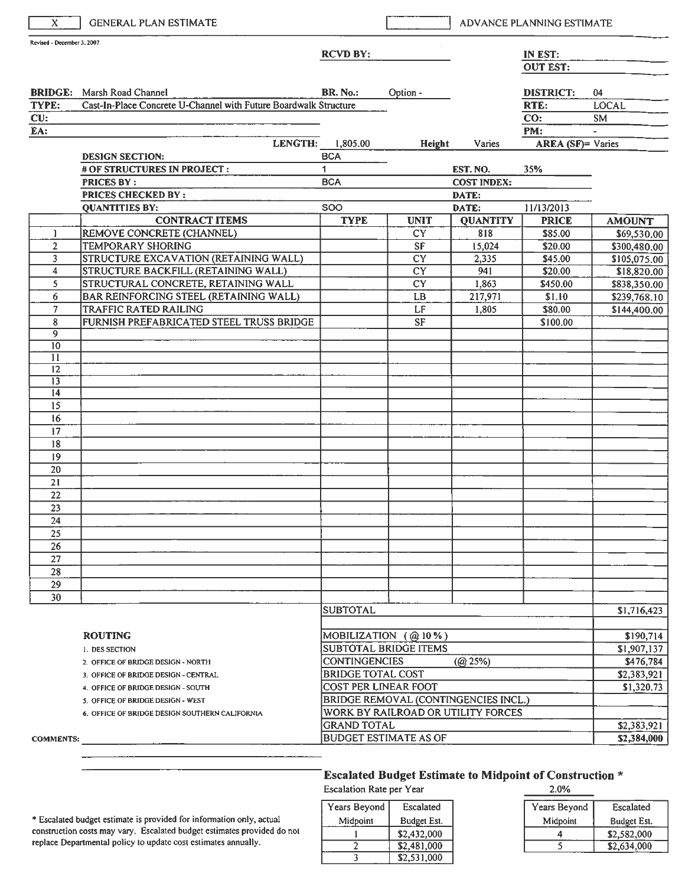| X | GENERAL PLAN ESTIMATE | | ADVANCE PLANNING ESTIMATE |
|---|---|---|---|

Revised - December 3, 2007

| | | | |
|---|---|---|---|
| | RCVD BY: | | IN EST: |
| | | | OUT EST: |
| **BRIDGE:** Marsh Road Channel | **BR. No.:** Option - | | **DISTRICT:** 04 |
| **TYPE:** Cast-In-Place Concrete U-Channel with Future Boardwalk Structure | | | **RTE:** LOCAL |
| **CU:** | | | **CO:** SM |
| **EA:** | | | **PM:** - |
| **LENGTH:** 1,805.00 | **Height** Varies | | **AREA (SF)=** Varies |

| | | | |
|---|---|---|---|
| **DESIGN SECTION:** | BCA | | |
| **# OF STRUCTURES IN PROJECT :** | 1 | **EST. NO.** | 35% |
| **PRICES BY :** | BCA | **COST INDEX:** | |
| **PRICES CHECKED BY :** | | **DATE:** | |
| **QUANTITIES BY:** | SOO | **DATE:** | 11/13/2013 |

| | CONTRACT ITEMS | TYPE | UNIT | QUANTITY | PRICE | AMOUNT |
|---|---|---|---|---|---|---|
| 1 | REMOVE CONCRETE (CHANNEL) | | CY | 818 | $85.00 | $69,530.00 |
| 2 | TEMPORARY SHORING | | SF | 15,024 | $20.00 | $300,480.00 |
| 3 | STRUCTURE EXCAVATION (RETAINING WALL) | | CY | 2,335 | $45.00 | $105,075.00 |
| 4 | STRUCTURE BACKFILL (RETAINING WALL) | | CY | 941 | $20.00 | $18,820.00 |
| 5 | STRUCTURAL CONCRETE, RETAINING WALL | | CY | 1,863 | $450.00 | $838,350.00 |
| 6 | BAR REINFORCING STEEL (RETAINING WALL) | | LB | 217,971 | $1.10 | $239,768.10 |
| 7 | TRAFFIC RATED RAILING | | LF | 1,805 | $80.00 | $144,400.00 |
| 8 | FURNISH PREFABRICATED STEEL TRUSS BRIDGE | | SF | | $100.00 | |
| 9 | | | | | | |
| 10 | | | | | | |
| 11 | | | | | | |
| 12 | | | | | | |
| 13 | | | | | | |
| 14 | | | | | | |
| 15 | | | | | | |
| 16 | | | | | | |
| 17 | | | | | | |
| 18 | | | | | | |
| 19 | | | | | | |
| 20 | | | | | | |
| 21 | | | | | | |
| 22 | | | | | | |
| 23 | | | | | | |
| 24 | | | | | | |
| 25 | | | | | | |
| 26 | | | | | | |
| 27 | | | | | | |
| 28 | | | | | | |
| 29 | | | | | | |
| 30 | | | | | | |

| | |
|---|---|
| SUBTOTAL | $1,716,423 |
| MOBILIZATION (@ 10 %) | $190,714 |
| SUBTOTAL BRIDGE ITEMS | $1,907,137 |
| CONTINGENCIES (@ 25%) | $476,784 |
| BRIDGE TOTAL COST | $2,383,921 |
| COST PER LINEAR FOOT | $1,320.73 |
| BRIDGE REMOVAL (CONTINGENCIES INCL.) | |
| WORK BY RAILROAD OR UTILITY FORCES | |
| GRAND TOTAL | $2,383,921 |
| BUDGET ESTIMATE AS OF | **$2,384,000** |

**ROUTING**

1. DES SECTION
2. OFFICE OF BRIDGE DESIGN - NORTH
3. OFFICE OF BRIDGE DESIGN - CENTRAL
4. OFFICE OF BRIDGE DESIGN - SOUTH
5. OFFICE OF BRIDGE DESIGN - WEST
6. OFFICE OF BRIDGE DESIGN SOUTHERN CALIFORNIA

**COMMENTS:**

### Escalated Budget Estimate to Midpoint of Construction *

Escalation Rate per Year 2.0%

| Years Beyond Midpoint | Escalated Budget Est. |
|---|---|
| 1 | $2,432,000 |
| 2 | $2,481,000 |
| 3 | $2,531,000 |
| 4 | $2,582,000 |
| 5 | $2,634,000 |

* Escalated budget estimate is provided for information only, actual construction costs may vary. Escalated budget estimates provided do not replace Departmental policy to update cost estimates annually.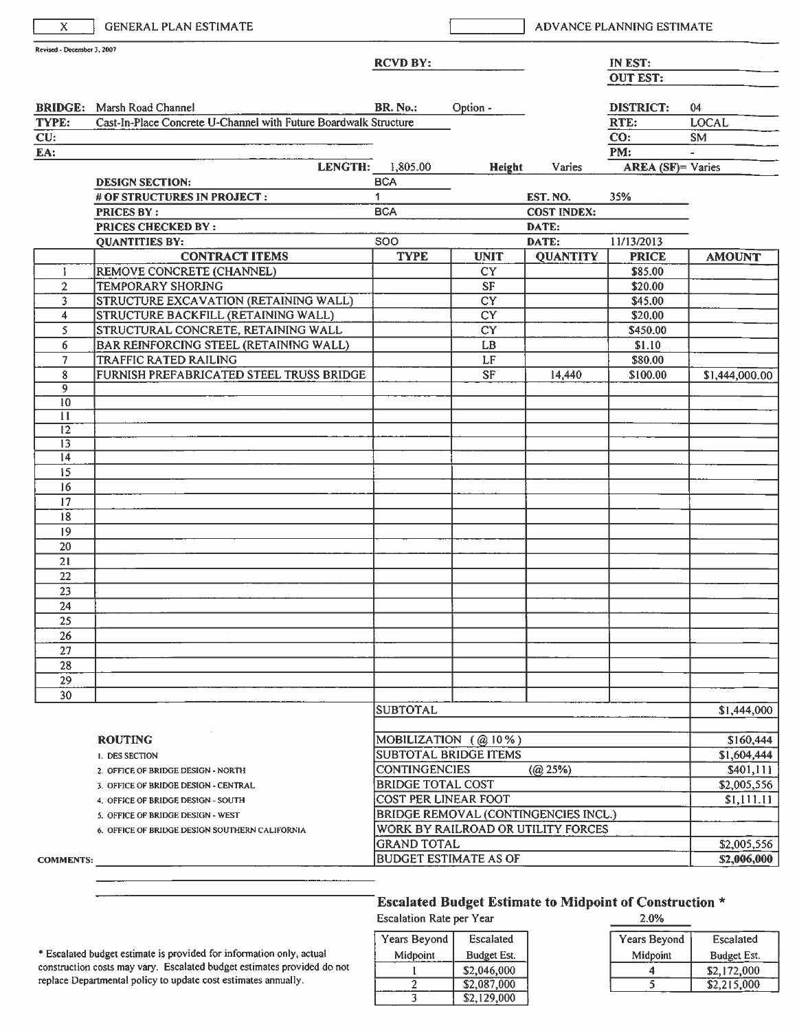| X | GENERAL PLAN ESTIMATE | | ADVANCE PLANNING ESTIMATE |
|---|---|---|---|

Revised - December 3, 2007

**RCVD BY:**

**IN EST:**
**OUT EST:**

| | | | | | |
|---|---|---|---|---|---|
| **BRIDGE:** | Marsh Road Channel | **BR. No.:** | Option - | **DISTRICT:** | 04 |
| **TYPE:** | Cast-In-Place Concrete U-Channel with Future Boardwalk Structure | | | **RTE:** | LOCAL |
| **CU:** | | | | **CO:** | SM |
| **EA:** | | | | **PM:** | - |
| **LENGTH:** | 1,805.00 | **Height** | Varies | **AREA (SF)=** | Varies |

| | | | |
|---|---|---|---|
| **DESIGN SECTION:** | BCA | | |
| **# OF STRUCTURES IN PROJECT :** | 1 | **EST. NO.** | 35% |
| **PRICES BY :** | BCA | **COST INDEX:** | |
| **PRICES CHECKED BY :** | | **DATE:** | |
| **QUANTITIES BY:** | SOO | **DATE:** | 11/13/2013 |

| | CONTRACT ITEMS | TYPE | UNIT | QUANTITY | PRICE | AMOUNT |
|---|---|---|---|---|---|---|
| 1 | REMOVE CONCRETE (CHANNEL) | | CY | | $85.00 | |
| 2 | TEMPORARY SHORING | | SF | | $20.00 | |
| 3 | STRUCTURE EXCAVATION (RETAINING WALL) | | CY | | $45.00 | |
| 4 | STRUCTURE BACKFILL (RETAINING WALL) | | CY | | $20.00 | |
| 5 | STRUCTURAL CONCRETE, RETAINING WALL | | CY | | $450.00 | |
| 6 | BAR REINFORCING STEEL (RETAINING WALL) | | LB | | $1.10 | |
| 7 | TRAFFIC RATED RAILING | | LF | | $80.00 | |
| 8 | FURNISH PREFABRICATED STEEL TRUSS BRIDGE | | SF | 14,440 | $100.00 | $1,444,000.00 |
| 9 | | | | | | |
| 10 | | | | | | |
| 11 | | | | | | |
| 12 | | | | | | |
| 13 | | | | | | |
| 14 | | | | | | |
| 15 | | | | | | |
| 16 | | | | | | |
| 17 | | | | | | |
| 18 | | | | | | |
| 19 | | | | | | |
| 20 | | | | | | |
| 21 | | | | | | |
| 22 | | | | | | |
| 23 | | | | | | |
| 24 | | | | | | |
| 25 | | | | | | |
| 26 | | | | | | |
| 27 | | | | | | |
| 28 | | | | | | |
| 29 | | | | | | |
| 30 | | | | | | |

| | |
|---|---|
| SUBTOTAL | $1,444,000 |
| MOBILIZATION (@ 10 %) | $160,444 |
| SUBTOTAL BRIDGE ITEMS | $1,604,444 |
| CONTINGENCIES (@ 25%) | $401,111 |
| BRIDGE TOTAL COST | $2,005,556 |
| COST PER LINEAR FOOT | $1,111.11 |
| BRIDGE REMOVAL (CONTINGENCIES INCL.) | |
| WORK BY RAILROAD OR UTILITY FORCES | |
| GRAND TOTAL | $2,005,556 |
| BUDGET ESTIMATE AS OF | **$2,006,000** |

**ROUTING**

1. DES SECTION
2. OFFICE OF BRIDGE DESIGN - NORTH
3. OFFICE OF BRIDGE DESIGN - CENTRAL
4. OFFICE OF BRIDGE DESIGN - SOUTH
5. OFFICE OF BRIDGE DESIGN - WEST
6. OFFICE OF BRIDGE DESIGN SOUTHERN CALIFORNIA

**COMMENTS:**

## Escalated Budget Estimate to Midpoint of Construction *

Escalation Rate per Year: 2.0%

| Years Beyond Midpoint | Escalated Budget Est. |
|---|---|
| 1 | $2,046,000 |
| 2 | $2,087,000 |
| 3 | $2,129,000 |
| 4 | $2,172,000 |
| 5 | $2,215,000 |

* Escalated budget estimate is provided for information only, actual construction costs may vary. Escalated budget estimates provided do not replace Departmental policy to update cost estimates annually.